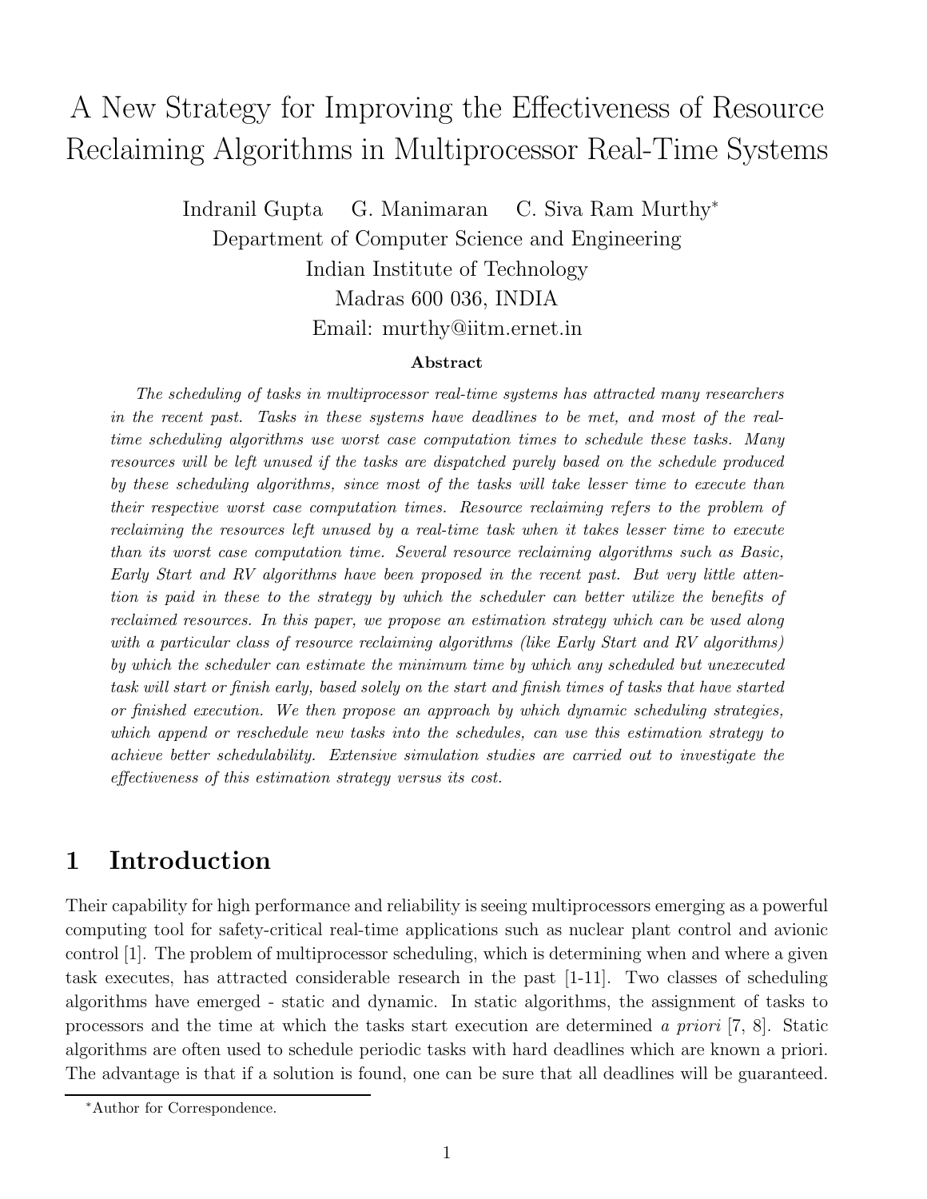# A New Strategy for Improving the Effectiveness of Resource Reclaiming Algorithms in Multiprocessor Real-Time Systems

Indranil Gupta G. Manimaran C. Siva Ram Murthy*

Department of Computer Science and Engineering
Indian Institute of Technology
Madras 600 036, INDIA
Email: murthy@iitm.ernet.in

### Abstract

*The scheduling of tasks in multiprocessor real-time systems has attracted many researchers in the recent past. Tasks in these systems have deadlines to be met, and most of the real-time scheduling algorithms use worst case computation times to schedule these tasks. Many resources will be left unused if the tasks are dispatched purely based on the schedule produced by these scheduling algorithms, since most of the tasks will take lesser time to execute than their respective worst case computation times. Resource reclaiming refers to the problem of reclaiming the resources left unused by a real-time task when it takes lesser time to execute than its worst case computation time. Several resource reclaiming algorithms such as Basic, Early Start and RV algorithms have been proposed in the recent past. But very little attention is paid in these to the strategy by which the scheduler can better utilize the benefits of reclaimed resources. In this paper, we propose an estimation strategy which can be used along with a particular class of resource reclaiming algorithms (like Early Start and RV algorithms) by which the scheduler can estimate the minimum time by which any scheduled but unexecuted task will start or finish early, based solely on the start and finish times of tasks that have started or finished execution. We then propose an approach by which dynamic scheduling strategies, which append or reschedule new tasks into the schedules, can use this estimation strategy to achieve better schedulability. Extensive simulation studies are carried out to investigate the effectiveness of this estimation strategy versus its cost.*

## 1 Introduction

Their capability for high performance and reliability is seeing multiprocessors emerging as a powerful computing tool for safety-critical real-time applications such as nuclear plant control and avionic control [1]. The problem of multiprocessor scheduling, which is determining when and where a given task executes, has attracted considerable research in the past [1-11]. Two classes of scheduling algorithms have emerged - static and dynamic. In static algorithms, the assignment of tasks to processors and the time at which the tasks start execution are determined *a priori* [7, 8]. Static algorithms are often used to schedule periodic tasks with hard deadlines which are known a priori. The advantage is that if a solution is found, one can be sure that all deadlines will be guaranteed.

*Author for Correspondence.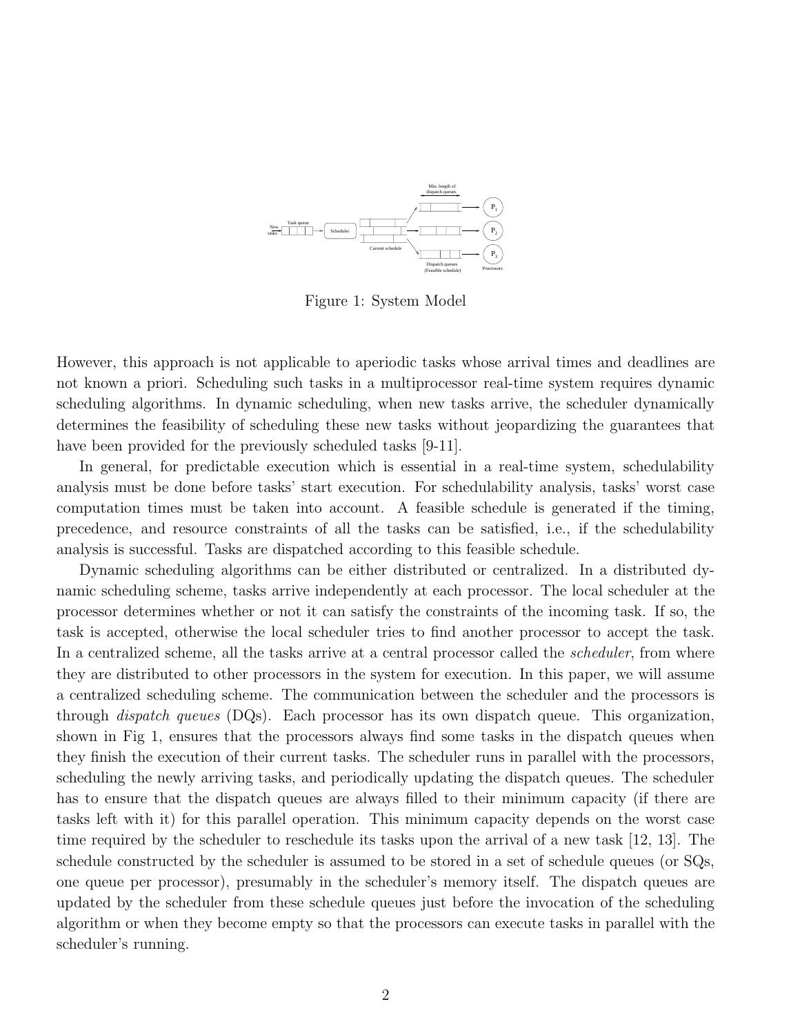Figure 1: System Model

However, this approach is not applicable to aperiodic tasks whose arrival times and deadlines are not known a priori. Scheduling such tasks in a multiprocessor real-time system requires dynamic scheduling algorithms. In dynamic scheduling, when new tasks arrive, the scheduler dynamically determines the feasibility of scheduling these new tasks without jeopardizing the guarantees that have been provided for the previously scheduled tasks [9-11].

In general, for predictable execution which is essential in a real-time system, schedulability analysis must be done before tasks' start execution. For schedulability analysis, tasks' worst case computation times must be taken into account. A feasible schedule is generated if the timing, precedence, and resource constraints of all the tasks can be satisfied, i.e., if the schedulability analysis is successful. Tasks are dispatched according to this feasible schedule.

Dynamic scheduling algorithms can be either distributed or centralized. In a distributed dynamic scheduling scheme, tasks arrive independently at each processor. The local scheduler at the processor determines whether or not it can satisfy the constraints of the incoming task. If so, the task is accepted, otherwise the local scheduler tries to find another processor to accept the task. In a centralized scheme, all the tasks arrive at a central processor called the *scheduler*, from where they are distributed to other processors in the system for execution. In this paper, we will assume a centralized scheduling scheme. The communication between the scheduler and the processors is through *dispatch queues* (DQs). Each processor has its own dispatch queue. This organization, shown in Fig 1, ensures that the processors always find some tasks in the dispatch queues when they finish the execution of their current tasks. The scheduler runs in parallel with the processors, scheduling the newly arriving tasks, and periodically updating the dispatch queues. The scheduler has to ensure that the dispatch queues are always filled to their minimum capacity (if there are tasks left with it) for this parallel operation. This minimum capacity depends on the worst case time required by the scheduler to reschedule its tasks upon the arrival of a new task [12, 13]. The schedule constructed by the scheduler is assumed to be stored in a set of schedule queues (or SQs, one queue per processor), presumably in the scheduler's memory itself. The dispatch queues are updated by the scheduler from these schedule queues just before the invocation of the scheduling algorithm or when they become empty so that the processors can execute tasks in parallel with the scheduler's running.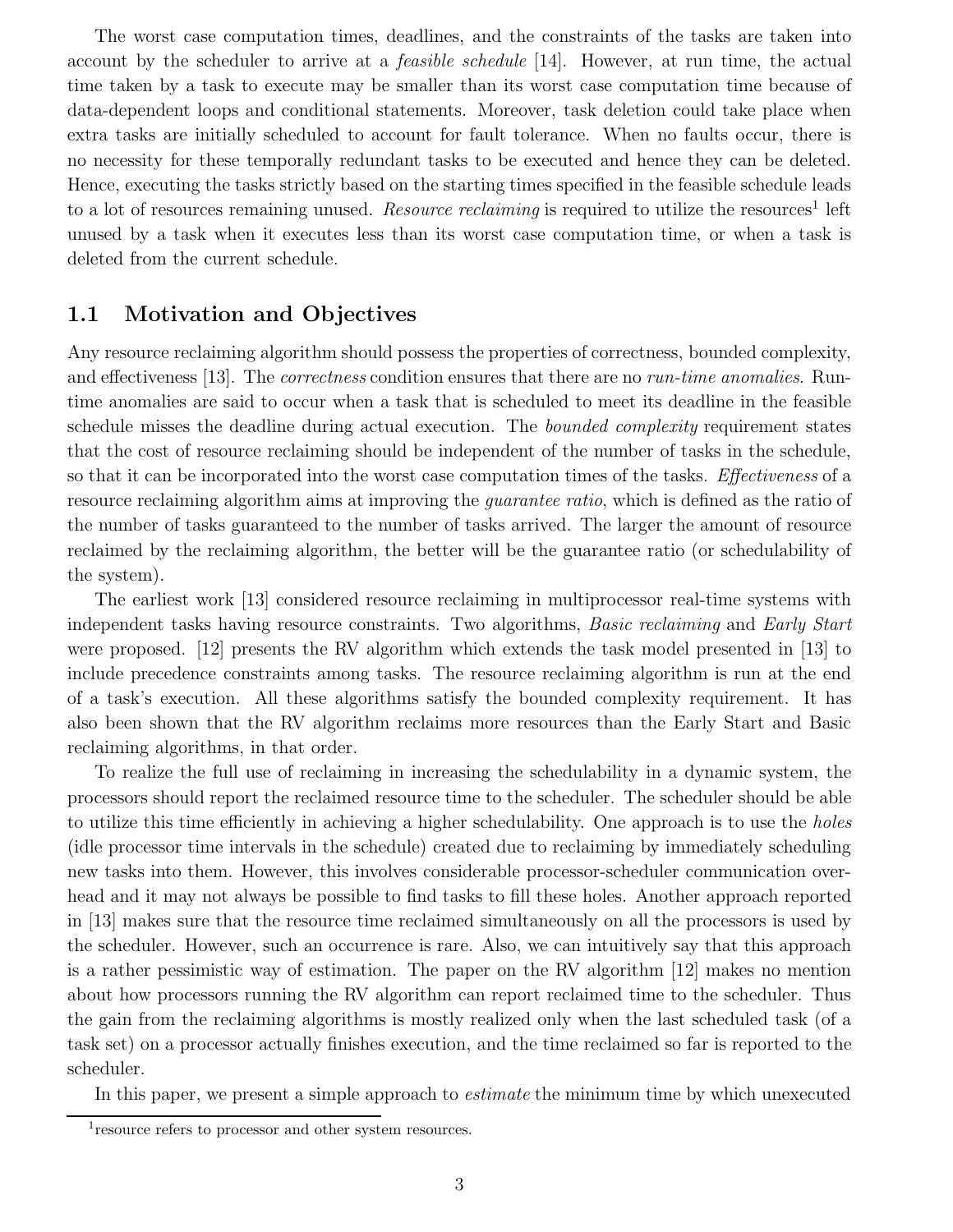The worst case computation times, deadlines, and the constraints of the tasks are taken into account by the scheduler to arrive at a *feasible schedule* [14]. However, at run time, the actual time taken by a task to execute may be smaller than its worst case computation time because of data-dependent loops and conditional statements. Moreover, task deletion could take place when extra tasks are initially scheduled to account for fault tolerance. When no faults occur, there is no necessity for these temporally redundant tasks to be executed and hence they can be deleted. Hence, executing the tasks strictly based on the starting times specified in the feasible schedule leads to a lot of resources remaining unused. *Resource reclaiming* is required to utilize the resources[1] left unused by a task when it executes less than its worst case computation time, or when a task is deleted from the current schedule.

## 1.1 Motivation and Objectives

Any resource reclaiming algorithm should possess the properties of correctness, bounded complexity, and effectiveness [13]. The *correctness* condition ensures that there are no *run-time anomalies*. Run-time anomalies are said to occur when a task that is scheduled to meet its deadline in the feasible schedule misses the deadline during actual execution. The *bounded complexity* requirement states that the cost of resource reclaiming should be independent of the number of tasks in the schedule, so that it can be incorporated into the worst case computation times of the tasks. *Effectiveness* of a resource reclaiming algorithm aims at improving the *guarantee ratio*, which is defined as the ratio of the number of tasks guaranteed to the number of tasks arrived. The larger the amount of resource reclaimed by the reclaiming algorithm, the better will be the guarantee ratio (or schedulability of the system).

The earliest work [13] considered resource reclaiming in multiprocessor real-time systems with independent tasks having resource constraints. Two algorithms, *Basic reclaiming* and *Early Start* were proposed. [12] presents the RV algorithm which extends the task model presented in [13] to include precedence constraints among tasks. The resource reclaiming algorithm is run at the end of a task's execution. All these algorithms satisfy the bounded complexity requirement. It has also been shown that the RV algorithm reclaims more resources than the Early Start and Basic reclaiming algorithms, in that order.

To realize the full use of reclaiming in increasing the schedulability in a dynamic system, the processors should report the reclaimed resource time to the scheduler. The scheduler should be able to utilize this time efficiently in achieving a higher schedulability. One approach is to use the *holes* (idle processor time intervals in the schedule) created due to reclaiming by immediately scheduling new tasks into them. However, this involves considerable processor-scheduler communication overhead and it may not always be possible to find tasks to fill these holes. Another approach reported in [13] makes sure that the resource time reclaimed simultaneously on all the processors is used by the scheduler. However, such an occurrence is rare. Also, we can intuitively say that this approach is a rather pessimistic way of estimation. The paper on the RV algorithm [12] makes no mention about how processors running the RV algorithm can report reclaimed time to the scheduler. Thus the gain from the reclaiming algorithms is mostly realized only when the last scheduled task (of a task set) on a processor actually finishes execution, and the time reclaimed so far is reported to the scheduler.

In this paper, we present a simple approach to *estimate* the minimum time by which unexecuted

[1] resource refers to processor and other system resources.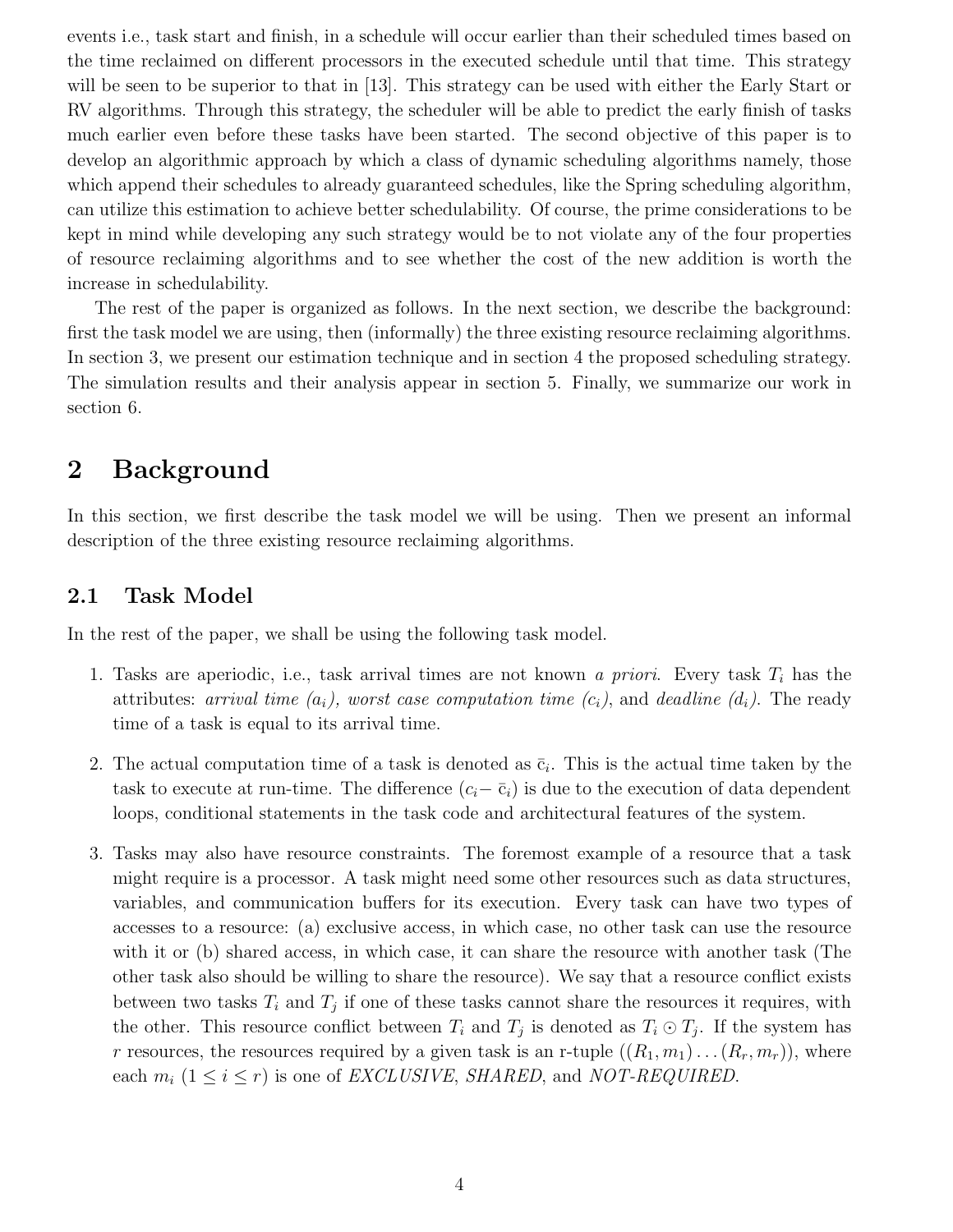events i.e., task start and finish, in a schedule will occur earlier than their scheduled times based on the time reclaimed on different processors in the executed schedule until that time. This strategy will be seen to be superior to that in [13]. This strategy can be used with either the Early Start or RV algorithms. Through this strategy, the scheduler will be able to predict the early finish of tasks much earlier even before these tasks have been started. The second objective of this paper is to develop an algorithmic approach by which a class of dynamic scheduling algorithms namely, those which append their schedules to already guaranteed schedules, like the Spring scheduling algorithm, can utilize this estimation to achieve better schedulability. Of course, the prime considerations to be kept in mind while developing any such strategy would be to not violate any of the four properties of resource reclaiming algorithms and to see whether the cost of the new addition is worth the increase in schedulability.

The rest of the paper is organized as follows. In the next section, we describe the background: first the task model we are using, then (informally) the three existing resource reclaiming algorithms. In section 3, we present our estimation technique and in section 4 the proposed scheduling strategy. The simulation results and their analysis appear in section 5. Finally, we summarize our work in section 6.

# 2 Background

In this section, we first describe the task model we will be using. Then we present an informal description of the three existing resource reclaiming algorithms.

## 2.1 Task Model

In the rest of the paper, we shall be using the following task model.

1. Tasks are aperiodic, i.e., task arrival times are not known *a priori*. Every task $T_i$ has the attributes: *arrival time* ($a_i$), *worst case computation time* ($c_i$), and *deadline* ($d_i$). The ready time of a task is equal to its arrival time.

2. The actual computation time of a task is denoted as $\bar{c}_i$. This is the actual time taken by the task to execute at run-time. The difference ($c_i - \bar{c}_i$) is due to the execution of data dependent loops, conditional statements in the task code and architectural features of the system.

3. Tasks may also have resource constraints. The foremost example of a resource that a task might require is a processor. A task might need some other resources such as data structures, variables, and communication buffers for its execution. Every task can have two types of accesses to a resource: (a) exclusive access, in which case, no other task can use the resource with it or (b) shared access, in which case, it can share the resource with another task (The other task also should be willing to share the resource). We say that a resource conflict exists between two tasks $T_i$ and $T_j$ if one of these tasks cannot share the resources it requires, with the other. This resource conflict between $T_i$ and $T_j$ is denoted as $T_i \odot T_j$. If the system has $r$ resources, the resources required by a given task is an r-tuple $((R_1, m_1) \ldots (R_r, m_r))$, where each $m_i$ ($1 \leq i \leq r$) is one of *EXCLUSIVE*, *SHARED*, and *NOT-REQUIRED*.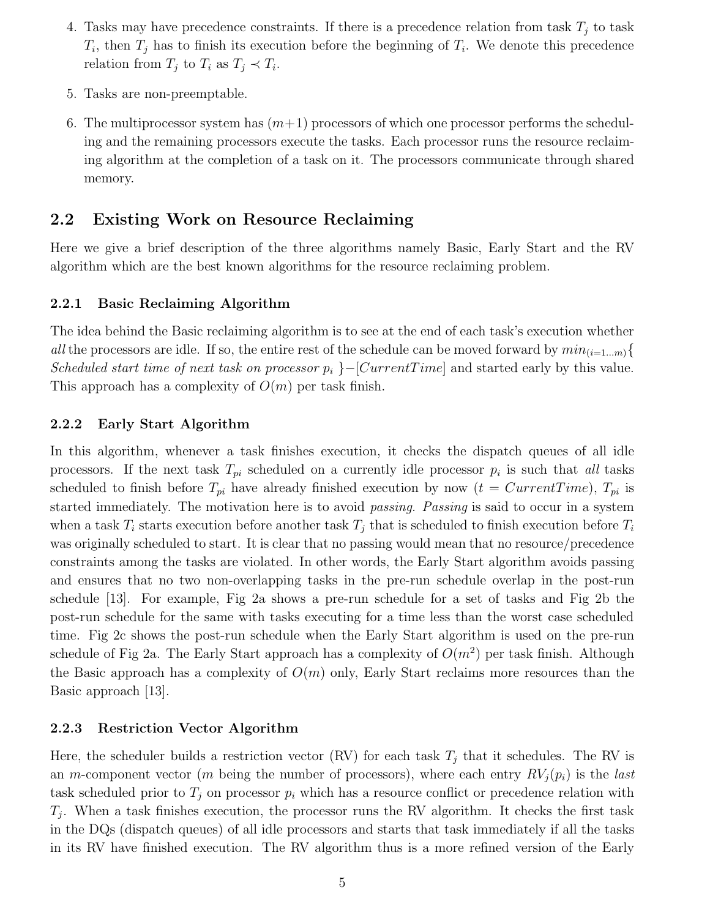4. Tasks may have precedence constraints. If there is a precedence relation from task $T_j$ to task $T_i$, then $T_j$ has to finish its execution before the beginning of $T_i$. We denote this precedence relation from $T_j$ to $T_i$ as $T_j \prec T_i$.

5. Tasks are non-preemptable.

6. The multiprocessor system has $(m+1)$ processors of which one processor performs the scheduling and the remaining processors execute the tasks. Each processor runs the resource reclaiming algorithm at the completion of a task on it. The processors communicate through shared memory.

## 2.2 Existing Work on Resource Reclaiming

Here we give a brief description of the three algorithms namely Basic, Early Start and the RV algorithm which are the best known algorithms for the resource reclaiming problem.

### 2.2.1 Basic Reclaiming Algorithm

The idea behind the Basic reclaiming algorithm is to see at the end of each task's execution whether *all* the processors are idle. If so, the entire rest of the schedule can be moved forward by $min_{(i=1...m)}\{$ *Scheduled start time of next task on processor* $p_i$ $\}-[CurrentTime]$ and started early by this value. This approach has a complexity of $O(m)$ per task finish.

### 2.2.2 Early Start Algorithm

In this algorithm, whenever a task finishes execution, it checks the dispatch queues of all idle processors. If the next task $T_{pi}$ scheduled on a currently idle processor $p_i$ is such that *all* tasks scheduled to finish before $T_{pi}$ have already finished execution by now ($t = CurrentTime$), $T_{pi}$ is started immediately. The motivation here is to avoid *passing*. *Passing* is said to occur in a system when a task $T_i$ starts execution before another task $T_j$ that is scheduled to finish execution before $T_i$ was originally scheduled to start. It is clear that no passing would mean that no resource/precedence constraints among the tasks are violated. In other words, the Early Start algorithm avoids passing and ensures that no two non-overlapping tasks in the pre-run schedule overlap in the post-run schedule [13]. For example, Fig 2a shows a pre-run schedule for a set of tasks and Fig 2b the post-run schedule for the same with tasks executing for a time less than the worst case scheduled time. Fig 2c shows the post-run schedule when the Early Start algorithm is used on the pre-run schedule of Fig 2a. The Early Start approach has a complexity of $O(m^2)$ per task finish. Although the Basic approach has a complexity of $O(m)$ only, Early Start reclaims more resources than the Basic approach [13].

### 2.2.3 Restriction Vector Algorithm

Here, the scheduler builds a restriction vector (RV) for each task $T_j$ that it schedules. The RV is an $m$-component vector ($m$ being the number of processors), where each entry $RV_j(p_i)$ is the *last* task scheduled prior to $T_j$ on processor $p_i$ which has a resource conflict or precedence relation with $T_j$. When a task finishes execution, the processor runs the RV algorithm. It checks the first task in the DQs (dispatch queues) of all idle processors and starts that task immediately if all the tasks in its RV have finished execution. The RV algorithm thus is a more refined version of the Early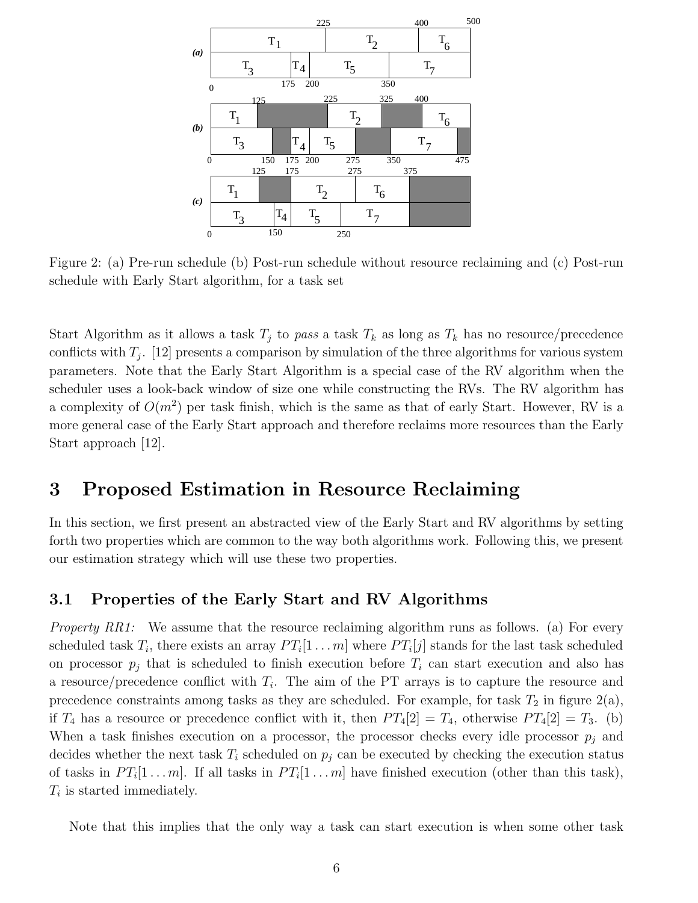Figure 2: (a) Pre-run schedule (b) Post-run schedule without resource reclaiming and (c) Post-run schedule with Early Start algorithm, for a task set

Start Algorithm as it allows a task $T_j$ to *pass* a task $T_k$ as long as $T_k$ has no resource/precedence conflicts with $T_j$. [12] presents a comparison by simulation of the three algorithms for various system parameters. Note that the Early Start Algorithm is a special case of the RV algorithm when the scheduler uses a look-back window of size one while constructing the RVs. The RV algorithm has a complexity of $O(m^2)$ per task finish, which is the same as that of early Start. However, RV is a more general case of the Early Start approach and therefore reclaims more resources than the Early Start approach [12].

# 3 Proposed Estimation in Resource Reclaiming

In this section, we first present an abstracted view of the Early Start and RV algorithms by setting forth two properties which are common to the way both algorithms work. Following this, we present our estimation strategy which will use these two properties.

## 3.1 Properties of the Early Start and RV Algorithms

*Property RR1:* We assume that the resource reclaiming algorithm runs as follows. (a) For every scheduled task $T_i$, there exists an array $PT_i[1 \dots m]$ where $PT_i[j]$ stands for the last task scheduled on processor $p_j$ that is scheduled to finish execution before $T_i$ can start execution and also has a resource/precedence conflict with $T_i$. The aim of the PT arrays is to capture the resource and precedence constraints among tasks as they are scheduled. For example, for task $T_2$ in figure 2(a), if $T_4$ has a resource or precedence conflict with it, then $PT_4[2] = T_4$, otherwise $PT_4[2] = T_3$. (b) When a task finishes execution on a processor, the processor checks every idle processor $p_j$ and decides whether the next task $T_i$ scheduled on $p_j$ can be executed by checking the execution status of tasks in $PT_i[1 \dots m]$. If all tasks in $PT_i[1 \dots m]$ have finished execution (other than this task), $T_i$ is started immediately.

Note that this implies that the only way a task can start execution is when some other task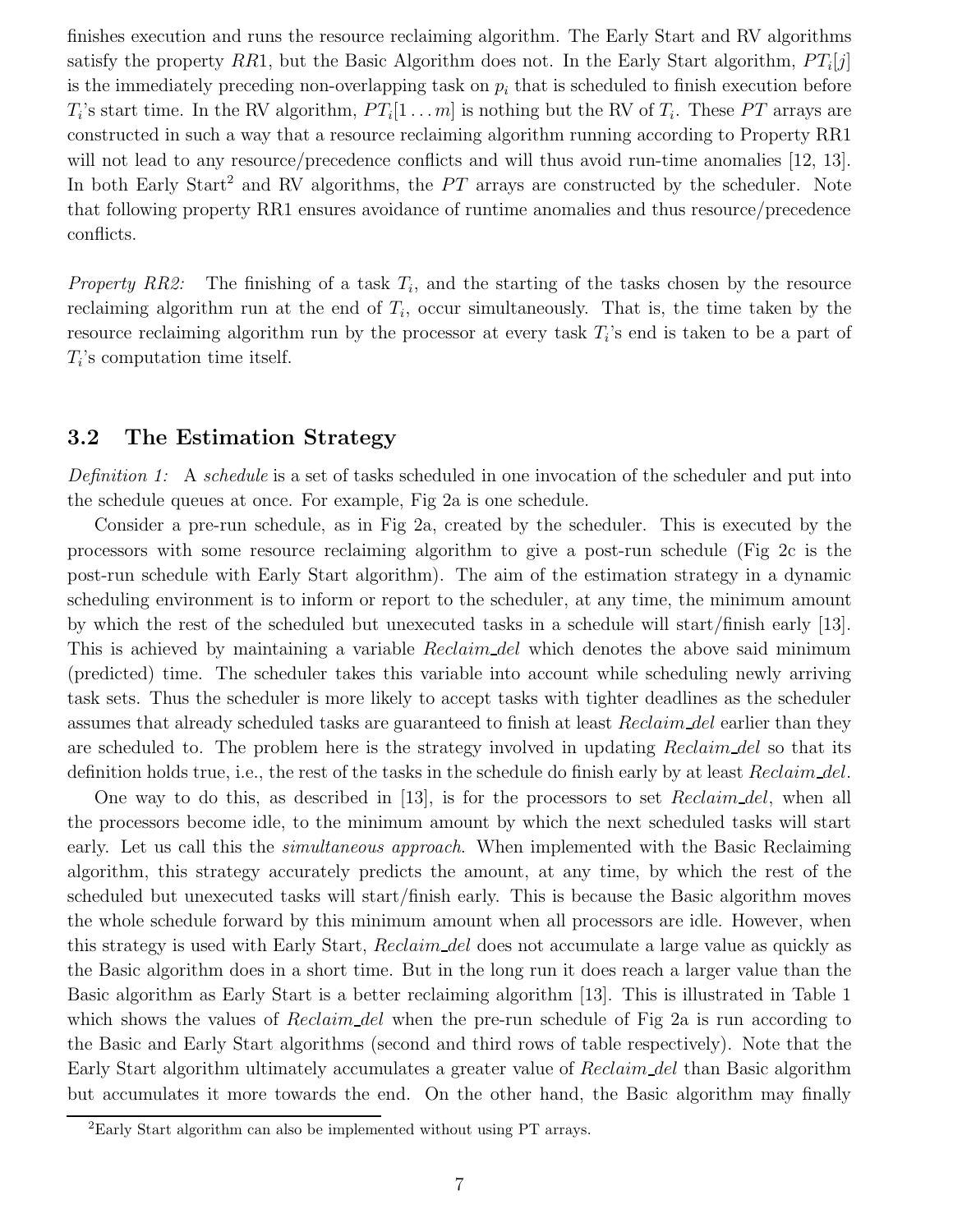finishes execution and runs the resource reclaiming algorithm. The Early Start and RV algorithms satisfy the property $RR1$, but the Basic Algorithm does not. In the Early Start algorithm, $PT_i[j]$ is the immediately preceding non-overlapping task on $p_i$ that is scheduled to finish execution before $T_i$'s start time. In the RV algorithm, $PT_i[1 \ldots m]$ is nothing but the RV of $T_i$. These $PT$ arrays are constructed in such a way that a resource reclaiming algorithm running according to Property RR1 will not lead to any resource/precedence conflicts and will thus avoid run-time anomalies [12, 13]. In both Early Start[2] and RV algorithms, the $PT$ arrays are constructed by the scheduler. Note that following property RR1 ensures avoidance of runtime anomalies and thus resource/precedence conflicts.

*Property RR2:* The finishing of a task $T_i$, and the starting of the tasks chosen by the resource reclaiming algorithm run at the end of $T_i$, occur simultaneously. That is, the time taken by the resource reclaiming algorithm run by the processor at every task $T_i$'s end is taken to be a part of $T_i$'s computation time itself.

### 3.2 The Estimation Strategy

*Definition 1:* A *schedule* is a set of tasks scheduled in one invocation of the scheduler and put into the schedule queues at once. For example, Fig 2a is one schedule.

Consider a pre-run schedule, as in Fig 2a, created by the scheduler. This is executed by the processors with some resource reclaiming algorithm to give a post-run schedule (Fig 2c is the post-run schedule with Early Start algorithm). The aim of the estimation strategy in a dynamic scheduling environment is to inform or report to the scheduler, at any time, the minimum amount by which the rest of the scheduled but unexecuted tasks in a schedule will start/finish early [13]. This is achieved by maintaining a variable *Reclaim_del* which denotes the above said minimum (predicted) time. The scheduler takes this variable into account while scheduling newly arriving task sets. Thus the scheduler is more likely to accept tasks with tighter deadlines as the scheduler assumes that already scheduled tasks are guaranteed to finish at least *Reclaim_del* earlier than they are scheduled to. The problem here is the strategy involved in updating *Reclaim_del* so that its definition holds true, i.e., the rest of the tasks in the schedule do finish early by at least *Reclaim_del*.

One way to do this, as described in [13], is for the processors to set *Reclaim_del*, when all the processors become idle, to the minimum amount by which the next scheduled tasks will start early. Let us call this the *simultaneous approach*. When implemented with the Basic Reclaiming algorithm, this strategy accurately predicts the amount, at any time, by which the rest of the scheduled but unexecuted tasks will start/finish early. This is because the Basic algorithm moves the whole schedule forward by this minimum amount when all processors are idle. However, when this strategy is used with Early Start, *Reclaim_del* does not accumulate a large value as quickly as the Basic algorithm does in a short time. But in the long run it does reach a larger value than the Basic algorithm as Early Start is a better reclaiming algorithm [13]. This is illustrated in Table 1 which shows the values of *Reclaim_del* when the pre-run schedule of Fig 2a is run according to the Basic and Early Start algorithms (second and third rows of table respectively). Note that the Early Start algorithm ultimately accumulates a greater value of *Reclaim_del* than Basic algorithm but accumulates it more towards the end. On the other hand, the Basic algorithm may finally

[2] Early Start algorithm can also be implemented without using PT arrays.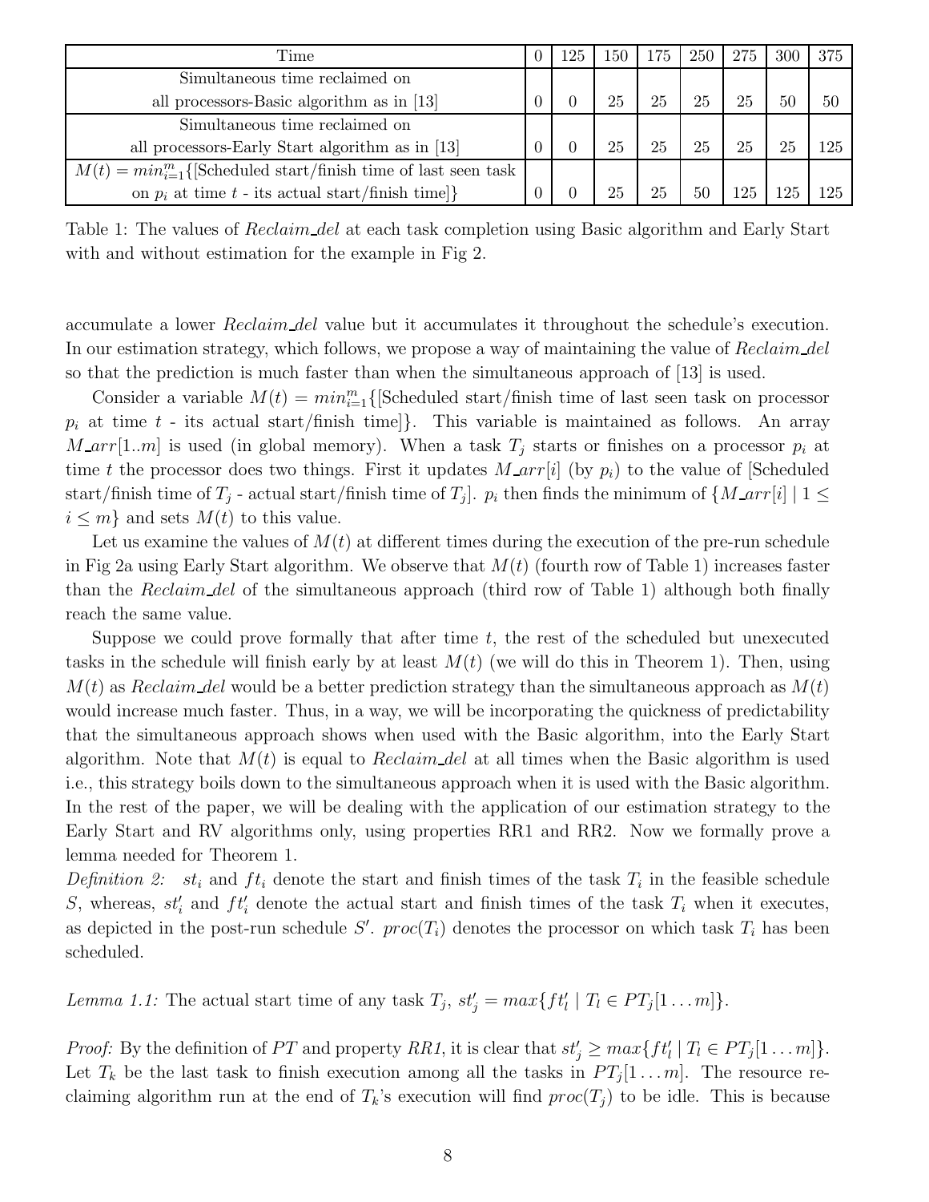| Time | 0 | 125 | 150 | 175 | 250 | 275 | 300 | 375 |
|---|---|---|---|---|---|---|---|---|
| Simultaneous time reclaimed on all processors-Basic algorithm as in [13] | 0 | 0 | 25 | 25 | 25 | 25 | 50 | 50 |
| Simultaneous time reclaimed on all processors-Early Start algorithm as in [13] | 0 | 0 | 25 | 25 | 25 | 25 | 25 | 125 |
| $M(t) = min_{i=1}^{m}${[Scheduled start/finish time of last seen task on $p_i$ at time $t$ - its actual start/finish time]} | 0 | 0 | 25 | 25 | 50 | 125 | 125 | 125 |

Table 1: The values of *Reclaim_del* at each task completion using Basic algorithm and Early Start with and without estimation for the example in Fig 2.

accumulate a lower *Reclaim_del* value but it accumulates it throughout the schedule's execution. In our estimation strategy, which follows, we propose a way of maintaining the value of *Reclaim_del* so that the prediction is much faster than when the simultaneous approach of [13] is used.

Consider a variable $M(t) = min_{i=1}^{m}${[Scheduled start/finish time of last seen task on processor $p_i$ at time $t$ - its actual start/finish time]}. This variable is maintained as follows. An array $M\_arr[1..m]$ is used (in global memory). When a task $T_j$ starts or finishes on a processor $p_i$ at time $t$ the processor does two things. First it updates $M\_arr[i]$ (by $p_i$) to the value of [Scheduled start/finish time of $T_j$ - actual start/finish time of $T_j$]. $p_i$ then finds the minimum of $\{M\_arr[i] \mid 1 \leq i \leq m\}$ and sets $M(t)$ to this value.

Let us examine the values of $M(t)$ at different times during the execution of the pre-run schedule in Fig 2a using Early Start algorithm. We observe that $M(t)$ (fourth row of Table 1) increases faster than the *Reclaim_del* of the simultaneous approach (third row of Table 1) although both finally reach the same value.

Suppose we could prove formally that after time $t$, the rest of the scheduled but unexecuted tasks in the schedule will finish early by at least $M(t)$ (we will do this in Theorem 1). Then, using $M(t)$ as *Reclaim_del* would be a better prediction strategy than the simultaneous approach as $M(t)$ would increase much faster. Thus, in a way, we will be incorporating the quickness of predictability that the simultaneous approach shows when used with the Basic algorithm, into the Early Start algorithm. Note that $M(t)$ is equal to *Reclaim_del* at all times when the Basic algorithm is used i.e., this strategy boils down to the simultaneous approach when it is used with the Basic algorithm. In the rest of the paper, we will be dealing with the application of our estimation strategy to the Early Start and RV algorithms only, using properties RR1 and RR2. Now we formally prove a lemma needed for Theorem 1.

*Definition 2:* $st_i$ and $ft_i$ denote the start and finish times of the task $T_i$ in the feasible schedule $S$, whereas, $st_i'$ and $ft_i'$ denote the actual start and finish times of the task $T_i$ when it executes, as depicted in the post-run schedule $S'$. $proc(T_i)$ denotes the processor on which task $T_i$ has been scheduled.

*Lemma 1.1:* The actual start time of any task $T_j$, $st_j' = max\{ft_l' \mid T_l \in PT_j[1 \ldots m]\}$.

*Proof:* By the definition of $PT$ and property *RR1*, it is clear that $st_j' \geq max\{ft_l' \mid T_l \in PT_j[1 \ldots m]\}$. Let $T_k$ be the last task to finish execution among all the tasks in $PT_j[1 \ldots m]$. The resource reclaiming algorithm run at the end of $T_k$'s execution will find $proc(T_j)$ to be idle. This is because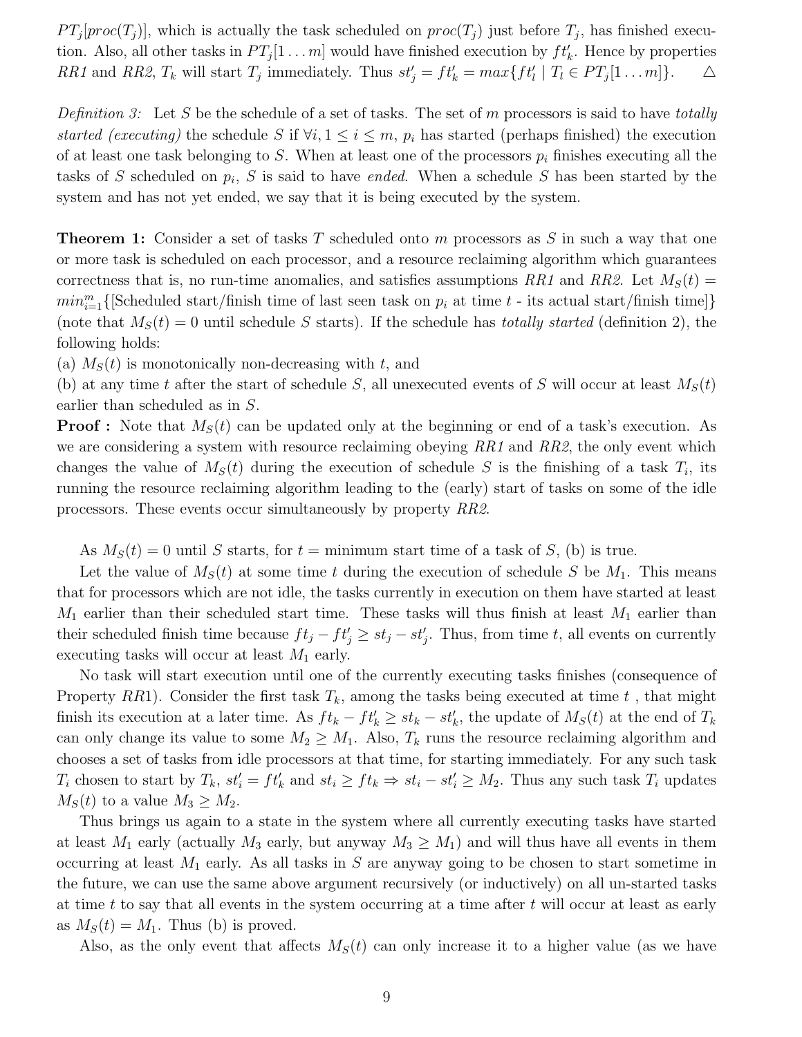$PT_j[proc(T_j)]$, which is actually the task scheduled on $proc(T_j)$ just before $T_j$, has finished execution. Also, all other tasks in $PT_j[1 \ldots m]$ would have finished execution by $ft'_k$. Hence by properties *RR1* and *RR2*, $T_k$ will start $T_j$ immediately. Thus $st'_j = ft'_k = max\{ft'_l \mid T_l \in PT_j[1 \ldots m]\}$. $\triangle$

*Definition 3:* Let $S$ be the schedule of a set of tasks. The set of $m$ processors is said to have *totally started (executing)* the schedule $S$ if $\forall i, 1 \leq i \leq m$, $p_i$ has started (perhaps finished) the execution of at least one task belonging to $S$. When at least one of the processors $p_i$ finishes executing all the tasks of $S$ scheduled on $p_i$, $S$ is said to have *ended*. When a schedule $S$ has been started by the system and has not yet ended, we say that it is being executed by the system.

**Theorem 1:** Consider a set of tasks $T$ scheduled onto $m$ processors as $S$ in such a way that one or more task is scheduled on each processor, and a resource reclaiming algorithm which guarantees correctness that is, no run-time anomalies, and satisfies assumptions *RR1* and *RR2*. Let $M_S(t) = min_{i=1}^{m}\{$[Scheduled start/finish time of last seen task on $p_i$ at time $t$ - its actual start/finish time]$\}$ (note that $M_S(t) = 0$ until schedule $S$ starts). If the schedule has *totally started* (definition 2), the following holds:
(a) $M_S(t)$ is monotonically non-decreasing with $t$, and
(b) at any time $t$ after the start of schedule $S$, all unexecuted events of $S$ will occur at least $M_S(t)$ earlier than scheduled as in $S$.

**Proof :** Note that $M_S(t)$ can be updated only at the beginning or end of a task's execution. As we are considering a system with resource reclaiming obeying *RR1* and *RR2*, the only event which changes the value of $M_S(t)$ during the execution of schedule $S$ is the finishing of a task $T_i$, its running the resource reclaiming algorithm leading to the (early) start of tasks on some of the idle processors. These events occur simultaneously by property *RR2*.

As $M_S(t) = 0$ until $S$ starts, for $t =$ minimum start time of a task of $S$, (b) is true.

Let the value of $M_S(t)$ at some time $t$ during the execution of schedule $S$ be $M_1$. This means that for processors which are not idle, the tasks currently in execution on them have started at least $M_1$ earlier than their scheduled start time. These tasks will thus finish at least $M_1$ earlier than their scheduled finish time because $ft_j - ft'_j \geq st_j - st'_j$. Thus, from time $t$, all events on currently executing tasks will occur at least $M_1$ early.

No task will start execution until one of the currently executing tasks finishes (consequence of Property *RR*1). Consider the first task $T_k$, among the tasks being executed at time $t$ , that might finish its execution at a later time. As $ft_k - ft'_k \geq st_k - st'_k$, the update of $M_S(t)$ at the end of $T_k$ can only change its value to some $M_2 \geq M_1$. Also, $T_k$ runs the resource reclaiming algorithm and chooses a set of tasks from idle processors at that time, for starting immediately. For any such task $T_i$ chosen to start by $T_k$, $st'_i = ft'_k$ and $st_i \geq ft_k \Rightarrow st_i - st'_i \geq M_2$. Thus any such task $T_i$ updates $M_S(t)$ to a value $M_3 \geq M_2$.

Thus brings us again to a state in the system where all currently executing tasks have started at least $M_1$ early (actually $M_3$ early, but anyway $M_3 \geq M_1$) and will thus have all events in them occurring at least $M_1$ early. As all tasks in $S$ are anyway going to be chosen to start sometime in the future, we can use the same above argument recursively (or inductively) on all un-started tasks at time $t$ to say that all events in the system occurring at a time after $t$ will occur at least as early as $M_S(t) = M_1$. Thus (b) is proved.

Also, as the only event that affects $M_S(t)$ can only increase it to a higher value (as we have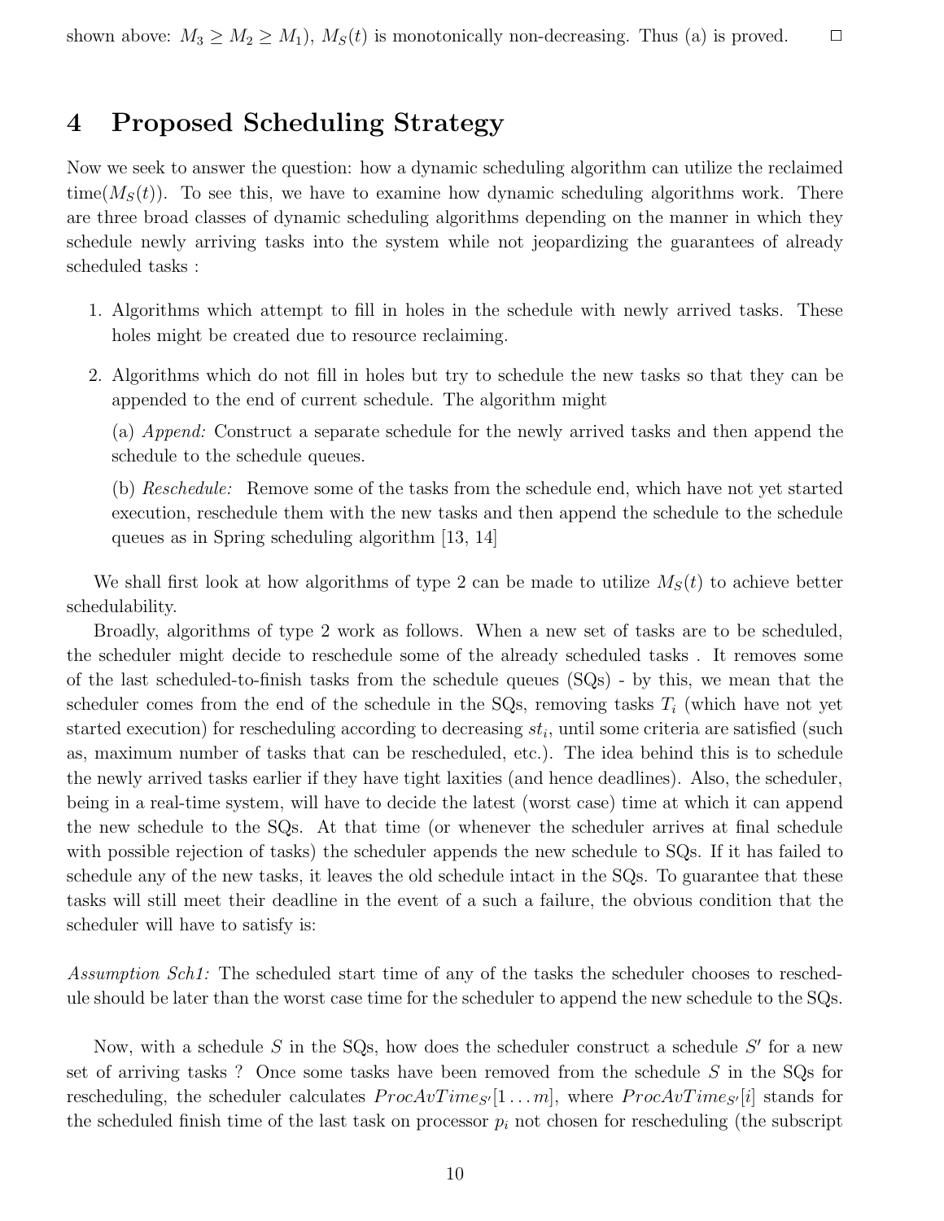shown above: $M_3 \geq M_2 \geq M_1$), $M_S(t)$ is monotonically non-decreasing. Thus (a) is proved. □

# 4 Proposed Scheduling Strategy

Now we seek to answer the question: how a dynamic scheduling algorithm can utilize the reclaimed time($M_S(t)$). To see this, we have to examine how dynamic scheduling algorithms work. There are three broad classes of dynamic scheduling algorithms depending on the manner in which they schedule newly arriving tasks into the system while not jeopardizing the guarantees of already scheduled tasks :

1. Algorithms which attempt to fill in holes in the schedule with newly arrived tasks. These holes might be created due to resource reclaiming.

2. Algorithms which do not fill in holes but try to schedule the new tasks so that they can be appended to the end of current schedule. The algorithm might

   (a) *Append:* Construct a separate schedule for the newly arrived tasks and then append the schedule to the schedule queues.

   (b) *Reschedule:* Remove some of the tasks from the schedule end, which have not yet started execution, reschedule them with the new tasks and then append the schedule to the schedule queues as in Spring scheduling algorithm [13, 14]

We shall first look at how algorithms of type 2 can be made to utilize $M_S(t)$ to achieve better schedulability.

Broadly, algorithms of type 2 work as follows. When a new set of tasks are to be scheduled, the scheduler might decide to reschedule some of the already scheduled tasks . It removes some of the last scheduled-to-finish tasks from the schedule queues (SQs) - by this, we mean that the scheduler comes from the end of the schedule in the SQs, removing tasks $T_i$ (which have not yet started execution) for rescheduling according to decreasing $st_i$, until some criteria are satisfied (such as, maximum number of tasks that can be rescheduled, etc.). The idea behind this is to schedule the newly arrived tasks earlier if they have tight laxities (and hence deadlines). Also, the scheduler, being in a real-time system, will have to decide the latest (worst case) time at which it can append the new schedule to the SQs. At that time (or whenever the scheduler arrives at final schedule with possible rejection of tasks) the scheduler appends the new schedule to SQs. If it has failed to schedule any of the new tasks, it leaves the old schedule intact in the SQs. To guarantee that these tasks will still meet their deadline in the event of a such a failure, the obvious condition that the scheduler will have to satisfy is:

*Assumption Sch1:* The scheduled start time of any of the tasks the scheduler chooses to reschedule should be later than the worst case time for the scheduler to append the new schedule to the SQs.

Now, with a schedule $S$ in the SQs, how does the scheduler construct a schedule $S'$ for a new set of arriving tasks ? Once some tasks have been removed from the schedule $S$ in the SQs for rescheduling, the scheduler calculates $ProcAvTime_{S'}[1 \ldots m]$, where $ProcAvTime_{S'}[i]$ stands for the scheduled finish time of the last task on processor $p_i$ not chosen for rescheduling (the subscript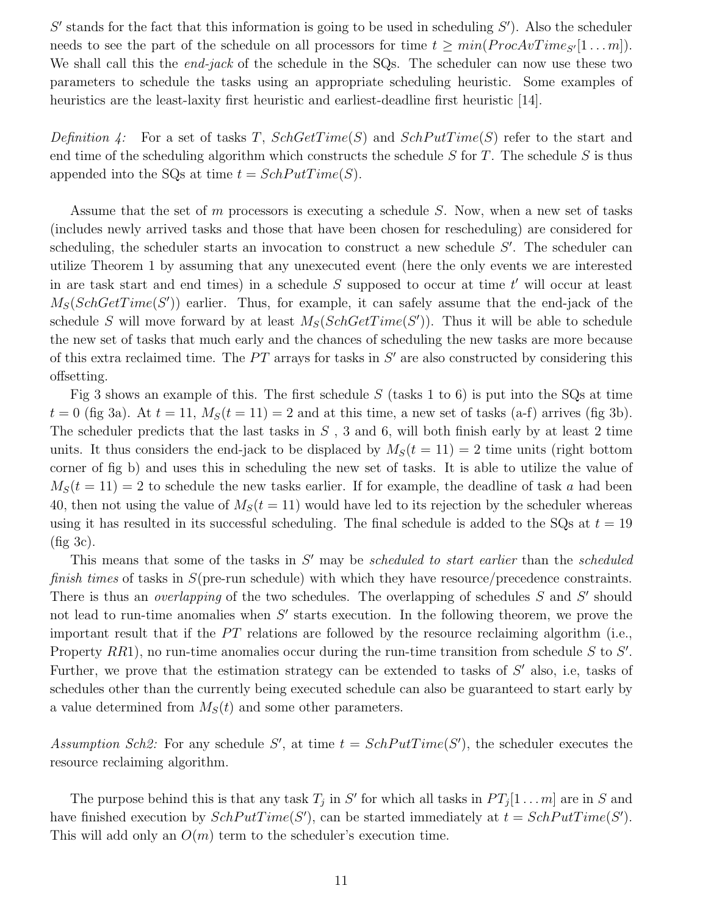$S'$ stands for the fact that this information is going to be used in scheduling $S'$). Also the scheduler needs to see the part of the schedule on all processors for time $t \geq min(ProcAvTime_{S'}[1 \ldots m])$. We shall call this the *end-jack* of the schedule in the SQs. The scheduler can now use these two parameters to schedule the tasks using an appropriate scheduling heuristic. Some examples of heuristics are the least-laxity first heuristic and earliest-deadline first heuristic [14].

*Definition 4:* For a set of tasks $T$, $SchGetTime(S)$ and $SchPutTime(S)$ refer to the start and end time of the scheduling algorithm which constructs the schedule $S$ for $T$. The schedule $S$ is thus appended into the SQs at time $t = SchPutTime(S)$.

Assume that the set of $m$ processors is executing a schedule $S$. Now, when a new set of tasks (includes newly arrived tasks and those that have been chosen for rescheduling) are considered for scheduling, the scheduler starts an invocation to construct a new schedule $S'$. The scheduler can utilize Theorem 1 by assuming that any unexecuted event (here the only events we are interested in are task start and end times) in a schedule $S$ supposed to occur at time $t'$ will occur at least $M_S(SchGetTime(S'))$ earlier. Thus, for example, it can safely assume that the end-jack of the schedule $S$ will move forward by at least $M_S(SchGetTime(S'))$. Thus it will be able to schedule the new set of tasks that much early and the chances of scheduling the new tasks are more because of this extra reclaimed time. The $PT$ arrays for tasks in $S'$ are also constructed by considering this offsetting.

Fig 3 shows an example of this. The first schedule $S$ (tasks 1 to 6) is put into the SQs at time $t = 0$ (fig 3a). At $t = 11$, $M_S(t = 11) = 2$ and at this time, a new set of tasks (a-f) arrives (fig 3b). The scheduler predicts that the last tasks in $S$ , 3 and 6, will both finish early by at least 2 time units. It thus considers the end-jack to be displaced by $M_S(t = 11) = 2$ time units (right bottom corner of fig b) and uses this in scheduling the new set of tasks. It is able to utilize the value of $M_S(t = 11) = 2$ to schedule the new tasks earlier. If for example, the deadline of task $a$ had been 40, then not using the value of $M_S(t = 11)$ would have led to its rejection by the scheduler whereas using it has resulted in its successful scheduling. The final schedule is added to the SQs at $t = 19$ (fig 3c).

This means that some of the tasks in $S'$ may be *scheduled to start earlier* than the *scheduled finish times* of tasks in $S$(pre-run schedule) with which they have resource/precedence constraints. There is thus an *overlapping* of the two schedules. The overlapping of schedules $S$ and $S'$ should not lead to run-time anomalies when $S'$ starts execution. In the following theorem, we prove the important result that if the $PT$ relations are followed by the resource reclaiming algorithm (i.e., Property $RR1$), no run-time anomalies occur during the run-time transition from schedule $S$ to $S'$. Further, we prove that the estimation strategy can be extended to tasks of $S'$ also, i.e, tasks of schedules other than the currently being executed schedule can also be guaranteed to start early by a value determined from $M_S(t)$ and some other parameters.

*Assumption Sch2:* For any schedule $S'$, at time $t = SchPutTime(S')$, the scheduler executes the resource reclaiming algorithm.

The purpose behind this is that any task $T_j$ in $S'$ for which all tasks in $PT_j[1 \ldots m]$ are in $S$ and have finished execution by $SchPutTime(S')$, can be started immediately at $t = SchPutTime(S')$. This will add only an $O(m)$ term to the scheduler's execution time.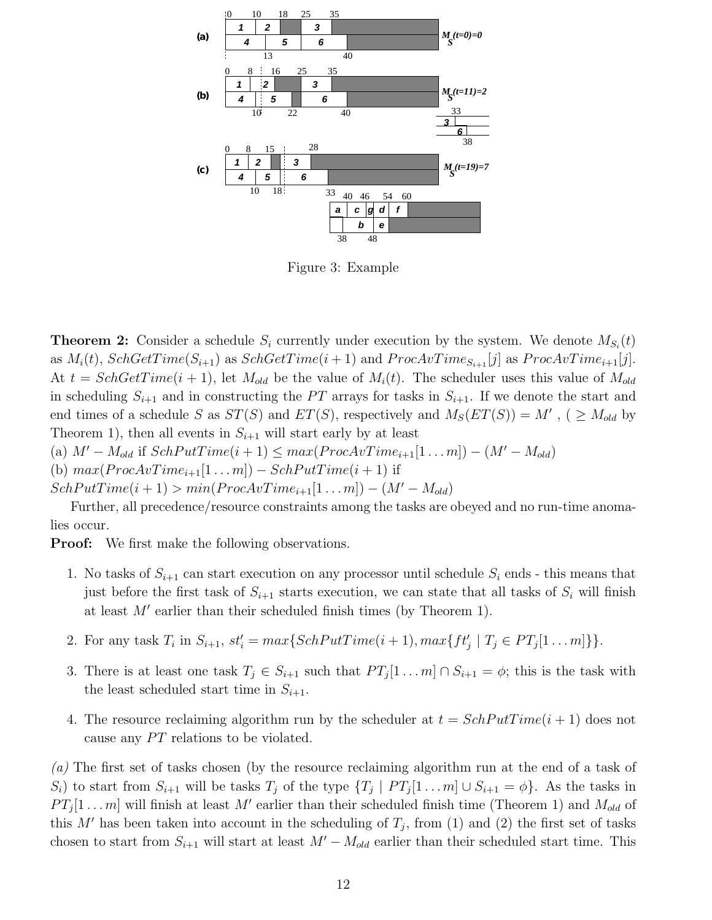Figure 3: Example

**Theorem 2:** Consider a schedule $S_i$ currently under execution by the system. We denote $M_{S_i}(t)$ as $M_i(t)$, $SchGetTime(S_{i+1})$ as $SchGetTime(i+1)$ and $ProcAvTime_{S_{i+1}}[j]$ as $ProcAvTime_{i+1}[j]$. At $t = SchGetTime(i+1)$, let $M_{old}$ be the value of $M_i(t)$. The scheduler uses this value of $M_{old}$ in scheduling $S_{i+1}$ and in constructing the $PT$ arrays for tasks in $S_{i+1}$. If we denote the start and end times of a schedule $S$ as $ST(S)$ and $ET(S)$, respectively and $M_S(ET(S)) = M'$ , ( $\geq M_{old}$ by Theorem 1), then all events in $S_{i+1}$ will start early by at least
(a) $M' - M_{old}$ if $SchPutTime(i+1) \leq max(ProcAvTime_{i+1}[1 \ldots m]) - (M' - M_{old})$
(b) $max(ProcAvTime_{i+1}[1 \ldots m]) - SchPutTime(i+1)$ if
$SchPutTime(i+1) > min(ProcAvTime_{i+1}[1 \ldots m]) - (M' - M_{old})$

Further, all precedence/resource constraints among the tasks are obeyed and no run-time anomalies occur.

**Proof:** We first make the following observations.

1. No tasks of $S_{i+1}$ can start execution on any processor until schedule $S_i$ ends - this means that just before the first task of $S_{i+1}$ starts execution, we can state that all tasks of $S_i$ will finish at least $M'$ earlier than their scheduled finish times (by Theorem 1).
2. For any task $T_i$ in $S_{i+1}$, $st'_i = max\{SchPutTime(i+1), max\{ft'_j \mid T_j \in PT_j[1 \ldots m]\}\}$.
3. There is at least one task $T_j \in S_{i+1}$ such that $PT_j[1 \ldots m] \cap S_{i+1} = \phi$; this is the task with the least scheduled start time in $S_{i+1}$.
4. The resource reclaiming algorithm run by the scheduler at $t = SchPutTime(i+1)$ does not cause any $PT$ relations to be violated.

*(a)* The first set of tasks chosen (by the resource reclaiming algorithm run at the end of a task of $S_i$) to start from $S_{i+1}$ will be tasks $T_j$ of the type $\{T_j \mid PT_j[1 \ldots m] \cup S_{i+1} = \phi\}$. As the tasks in $PT_j[1 \ldots m]$ will finish at least $M'$ earlier than their scheduled finish time (Theorem 1) and $M_{old}$ of this $M'$ has been taken into account in the scheduling of $T_j$, from (1) and (2) the first set of tasks chosen to start from $S_{i+1}$ will start at least $M' - M_{old}$ earlier than their scheduled start time. This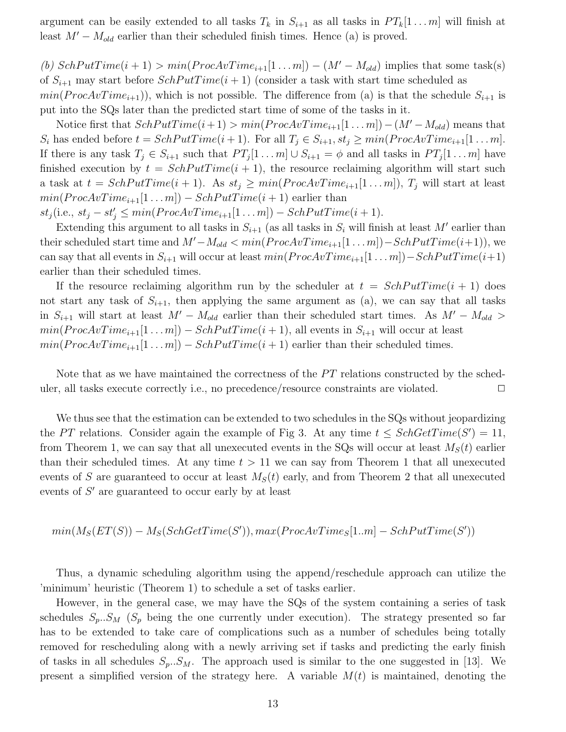argument can be easily extended to all tasks $T_k$ in $S_{i+1}$ as all tasks in $PT_k[1 \ldots m]$ will finish at least $M' - M_{old}$ earlier than their scheduled finish times. Hence (a) is proved.

*(b)* $SchPutTime(i+1) > min(ProcAvTime_{i+1}[1 \ldots m]) - (M' - M_{old})$ implies that some task(s) of $S_{i+1}$ may start before $SchPutTime(i+1)$ (consider a task with start time scheduled as $min(ProcAvTime_{i+1})$), which is not possible. The difference from (a) is that the schedule $S_{i+1}$ is put into the SQs later than the predicted start time of some of the tasks in it.

Notice first that $SchPutTime(i+1) > min(ProcAvTime_{i+1}[1 \ldots m]) - (M' - M_{old})$ means that $S_i$ has ended before $t = SchPutTime(i+1)$. For all $T_j \in S_{i+1}, st_j \geq min(ProcAvTime_{i+1}[1 \ldots m]$. If there is any task $T_j \in S_{i+1}$ such that $PT_j[1 \ldots m] \cup S_{i+1} = \phi$ and all tasks in $PT_j[1 \ldots m]$ have finished execution by $t = SchPutTime(i+1)$, the resource reclaiming algorithm will start such a task at $t = SchPutTime(i+1)$. As $st_j \geq min(ProcAvTime_{i+1}[1 \ldots m])$, $T_j$ will start at least $min(ProcAvTime_{i+1}[1 \ldots m]) - SchPutTime(i+1)$ earlier than $st_j$(i.e., $st_j - st'_j \leq min(ProcAvTime_{i+1}[1 \ldots m]) - SchPutTime(i+1)$.

Extending this argument to all tasks in $S_{i+1}$ (as all tasks in $S_i$ will finish at least $M'$ earlier than their scheduled start time and $M' - M_{old} < min(ProcAvTime_{i+1}[1 \ldots m]) - SchPutTime(i+1)$), we can say that all events in $S_{i+1}$ will occur at least $min(ProcAvTime_{i+1}[1 \ldots m]) - SchPutTime(i+1)$ earlier than their scheduled times.

If the resource reclaiming algorithm run by the scheduler at $t = SchPutTime(i+1)$ does not start any task of $S_{i+1}$, then applying the same argument as (a), we can say that all tasks in $S_{i+1}$ will start at least $M' - M_{old}$ earlier than their scheduled start times. As $M' - M_{old} > min(ProcAvTime_{i+1}[1 \ldots m]) - SchPutTime(i+1)$, all events in $S_{i+1}$ will occur at least $min(ProcAvTime_{i+1}[1 \ldots m]) - SchPutTime(i+1)$ earlier than their scheduled times.

Note that as we have maintained the correctness of the $PT$ relations constructed by the scheduler, all tasks execute correctly i.e., no precedence/resource constraints are violated. □

We thus see that the estimation can be extended to two schedules in the SQs without jeopardizing the $PT$ relations. Consider again the example of Fig 3. At any time $t \leq SchGetTime(S') = 11$, from Theorem 1, we can say that all unexecuted events in the SQs will occur at least $M_S(t)$ earlier than their scheduled times. At any time $t > 11$ we can say from Theorem 1 that all unexecuted events of $S$ are guaranteed to occur at least $M_S(t)$ early, and from Theorem 2 that all unexecuted events of $S'$ are guaranteed to occur early by at least

$$min(M_S(ET(S)) - M_S(SchGetTime(S')), max(ProcAvTime_S[1..m] - SchPutTime(S'))$$

Thus, a dynamic scheduling algorithm using the append/reschedule approach can utilize the 'minimum' heuristic (Theorem 1) to schedule a set of tasks earlier.

However, in the general case, we may have the SQs of the system containing a series of task schedules $S_p..S_M$ ($S_p$ being the one currently under execution). The strategy presented so far has to be extended to take care of complications such as a number of schedules being totally removed for rescheduling along with a newly arriving set if tasks and predicting the early finish of tasks in all schedules $S_p..S_M$. The approach used is similar to the one suggested in [13]. We present a simplified version of the strategy here. A variable $M(t)$ is maintained, denoting the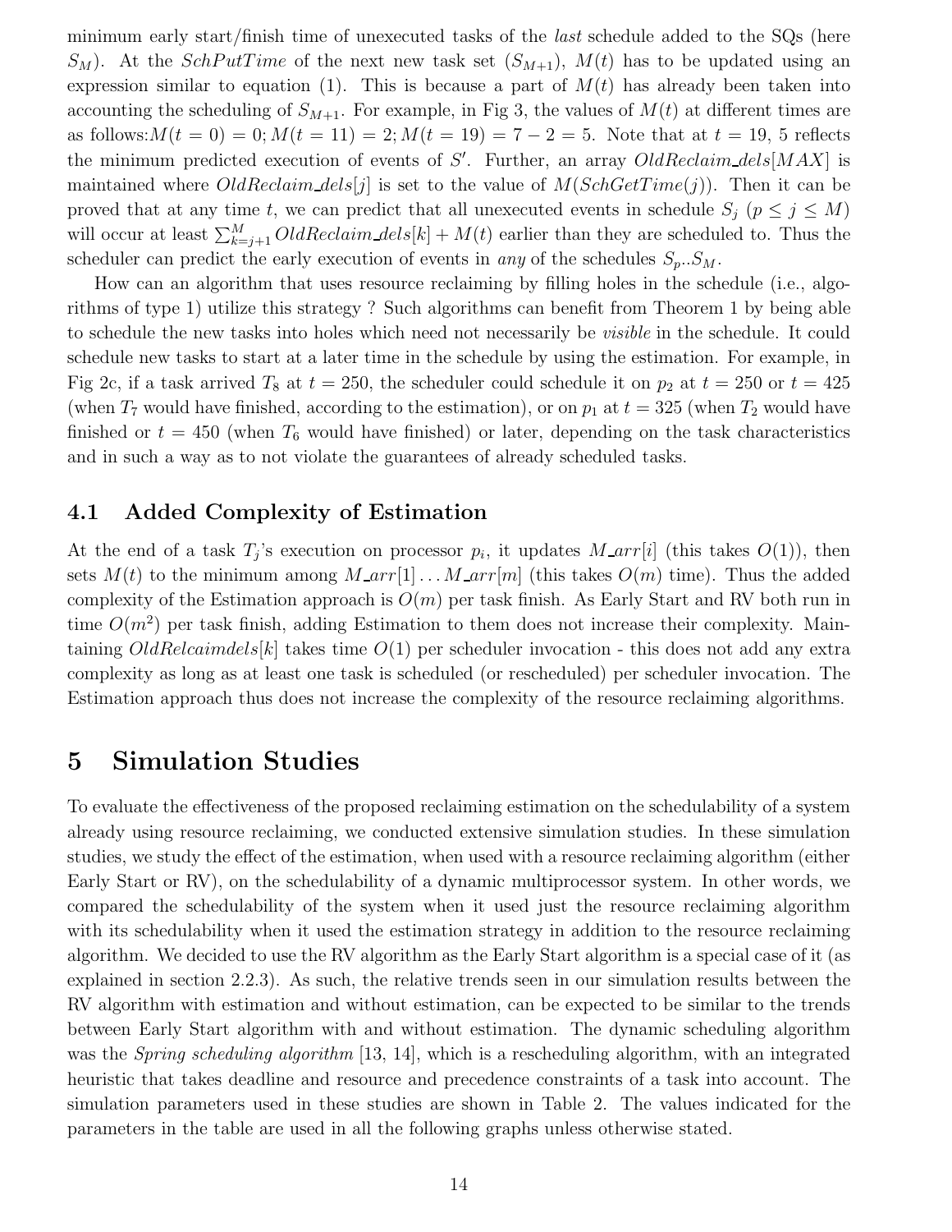minimum early start/finish time of unexecuted tasks of the *last* schedule added to the SQs (here $S_M$). At the *SchPutTime* of the next new task set ($S_{M+1}$), $M(t)$ has to be updated using an expression similar to equation (1). This is because a part of $M(t)$ has already been taken into accounting the scheduling of $S_{M+1}$. For example, in Fig 3, the values of $M(t)$ at different times are as follows:$M(t=0) = 0; M(t=11) = 2; M(t=19) = 7-2 = 5$. Note that at $t = 19$, 5 reflects the minimum predicted execution of events of $S'$. Further, an array $OldReclaim\_dels[MAX]$ is maintained where $OldReclaim\_dels[j]$ is set to the value of $M(SchGetTime(j))$. Then it can be proved that at any time $t$, we can predict that all unexecuted events in schedule $S_j$ ($p \leq j \leq M$) will occur at least $\sum_{k=j+1}^{M} OldReclaim\_dels[k] + M(t)$ earlier than they are scheduled to. Thus the scheduler can predict the early execution of events in *any* of the schedules $S_p..S_M$.

How can an algorithm that uses resource reclaiming by filling holes in the schedule (i.e., algorithms of type 1) utilize this strategy ? Such algorithms can benefit from Theorem 1 by being able to schedule the new tasks into holes which need not necessarily be *visible* in the schedule. It could schedule new tasks to start at a later time in the schedule by using the estimation. For example, in Fig 2c, if a task arrived $T_8$ at $t = 250$, the scheduler could schedule it on $p_2$ at $t = 250$ or $t = 425$ (when $T_7$ would have finished, according to the estimation), or on $p_1$ at $t = 325$ (when $T_2$ would have finished or $t = 450$ (when $T_6$ would have finished) or later, depending on the task characteristics and in such a way as to not violate the guarantees of already scheduled tasks.

### 4.1 Added Complexity of Estimation

At the end of a task $T_j$'s execution on processor $p_i$, it updates $M\_arr[i]$ (this takes $O(1)$), then sets $M(t)$ to the minimum among $M\_arr[1] \ldots M\_arr[m]$ (this takes $O(m)$ time). Thus the added complexity of the Estimation approach is $O(m)$ per task finish. As Early Start and RV both run in time $O(m^2)$ per task finish, adding Estimation to them does not increase their complexity. Maintaining $OldRelcaimdels[k]$ takes time $O(1)$ per scheduler invocation - this does not add any extra complexity as long as at least one task is scheduled (or rescheduled) per scheduler invocation. The Estimation approach thus does not increase the complexity of the resource reclaiming algorithms.

## 5 Simulation Studies

To evaluate the effectiveness of the proposed reclaiming estimation on the schedulability of a system already using resource reclaiming, we conducted extensive simulation studies. In these simulation studies, we study the effect of the estimation, when used with a resource reclaiming algorithm (either Early Start or RV), on the schedulability of a dynamic multiprocessor system. In other words, we compared the schedulability of the system when it used just the resource reclaiming algorithm with its schedulability when it used the estimation strategy in addition to the resource reclaiming algorithm. We decided to use the RV algorithm as the Early Start algorithm is a special case of it (as explained in section 2.2.3). As such, the relative trends seen in our simulation results between the RV algorithm with estimation and without estimation, can be expected to be similar to the trends between Early Start algorithm with and without estimation. The dynamic scheduling algorithm was the *Spring scheduling algorithm* [13, 14], which is a rescheduling algorithm, with an integrated heuristic that takes deadline and resource and precedence constraints of a task into account. The simulation parameters used in these studies are shown in Table 2. The values indicated for the parameters in the table are used in all the following graphs unless otherwise stated.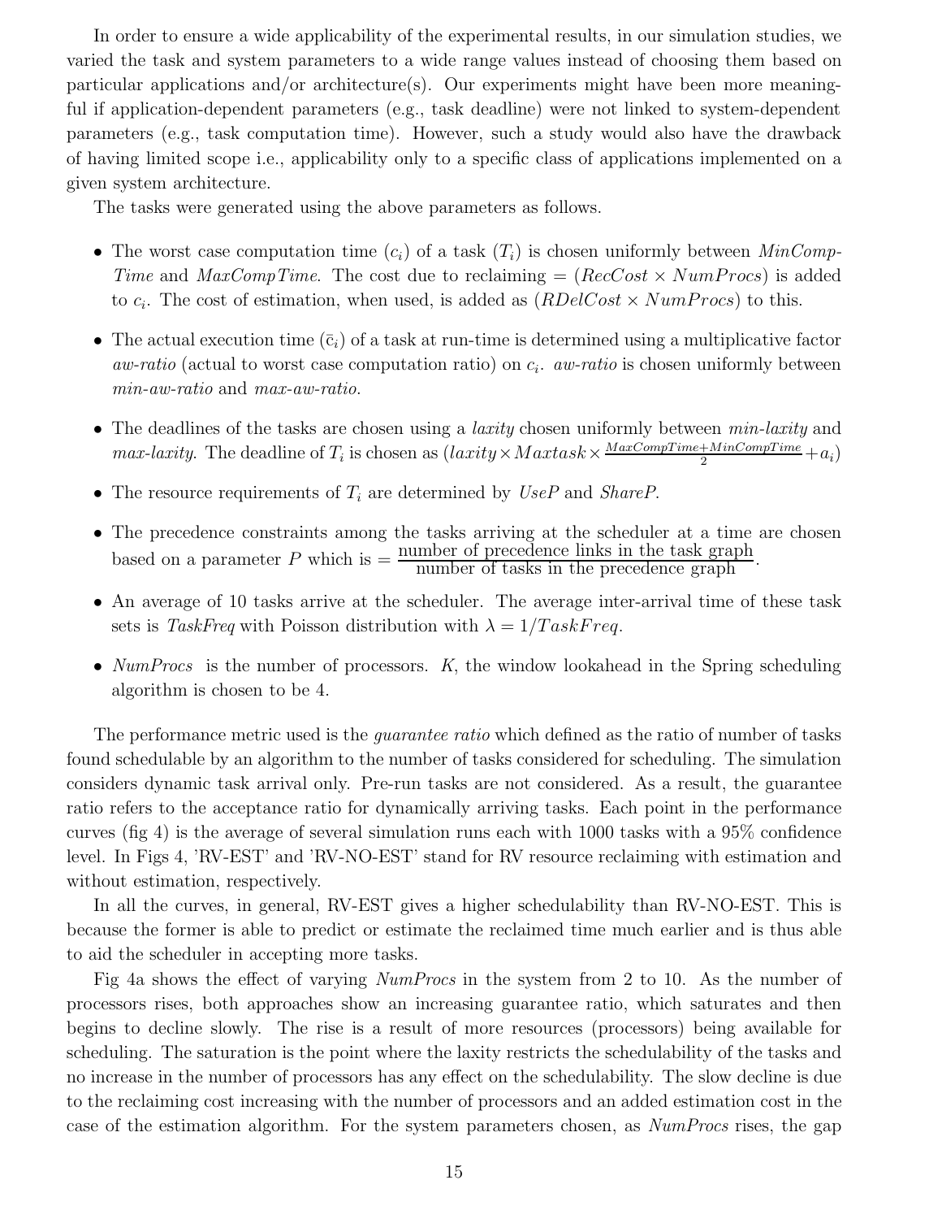In order to ensure a wide applicability of the experimental results, in our simulation studies, we varied the task and system parameters to a wide range values instead of choosing them based on particular applications and/or architecture(s). Our experiments might have been more meaningful if application-dependent parameters (e.g., task deadline) were not linked to system-dependent parameters (e.g., task computation time). However, such a study would also have the drawback of having limited scope i.e., applicability only to a specific class of applications implemented on a given system architecture.

The tasks were generated using the above parameters as follows.

- The worst case computation time ($c_i$) of a task ($T_i$) is chosen uniformly between *MinCompTime* and *MaxCompTime*. The cost due to reclaiming = ($RecCost \times NumProcs$) is added to $c_i$. The cost of estimation, when used, is added as ($RDelCost \times NumProcs$) to this.
- The actual execution time ($\bar{c}_i$) of a task at run-time is determined using a multiplicative factor *aw-ratio* (actual to worst case computation ratio) on $c_i$. *aw-ratio* is chosen uniformly between *min-aw-ratio* and *max-aw-ratio*.
- The deadlines of the tasks are chosen using a *laxity* chosen uniformly between *min-laxity* and *max-laxity*. The deadline of $T_i$ is chosen as ($laxity \times Maxtask \times \frac{MaxCompTime+MinCompTime}{2} + a_i$)
- The resource requirements of $T_i$ are determined by *UseP* and *ShareP*.
- The precedence constraints among the tasks arriving at the scheduler at a time are chosen based on a parameter $P$ which is $= \frac{\text{number of precedence links in the task graph}}{\text{number of tasks in the precedence graph}}$.
- An average of 10 tasks arrive at the scheduler. The average inter-arrival time of these task sets is *TaskFreq* with Poisson distribution with $\lambda = 1/TaskFreq$.
- *NumProcs* is the number of processors. $K$, the window lookahead in the Spring scheduling algorithm is chosen to be 4.

The performance metric used is the *guarantee ratio* which defined as the ratio of number of tasks found schedulable by an algorithm to the number of tasks considered for scheduling. The simulation considers dynamic task arrival only. Pre-run tasks are not considered. As a result, the guarantee ratio refers to the acceptance ratio for dynamically arriving tasks. Each point in the performance curves (fig 4) is the average of several simulation runs each with 1000 tasks with a 95% confidence level. In Figs 4, 'RV-EST' and 'RV-NO-EST' stand for RV resource reclaiming with estimation and without estimation, respectively.

In all the curves, in general, RV-EST gives a higher schedulability than RV-NO-EST. This is because the former is able to predict or estimate the reclaimed time much earlier and is thus able to aid the scheduler in accepting more tasks.

Fig 4a shows the effect of varying *NumProcs* in the system from 2 to 10. As the number of processors rises, both approaches show an increasing guarantee ratio, which saturates and then begins to decline slowly. The rise is a result of more resources (processors) being available for scheduling. The saturation is the point where the laxity restricts the schedulability of the tasks and no increase in the number of processors has any effect on the schedulability. The slow decline is due to the reclaiming cost increasing with the number of processors and an added estimation cost in the case of the estimation algorithm. For the system parameters chosen, as *NumProcs* rises, the gap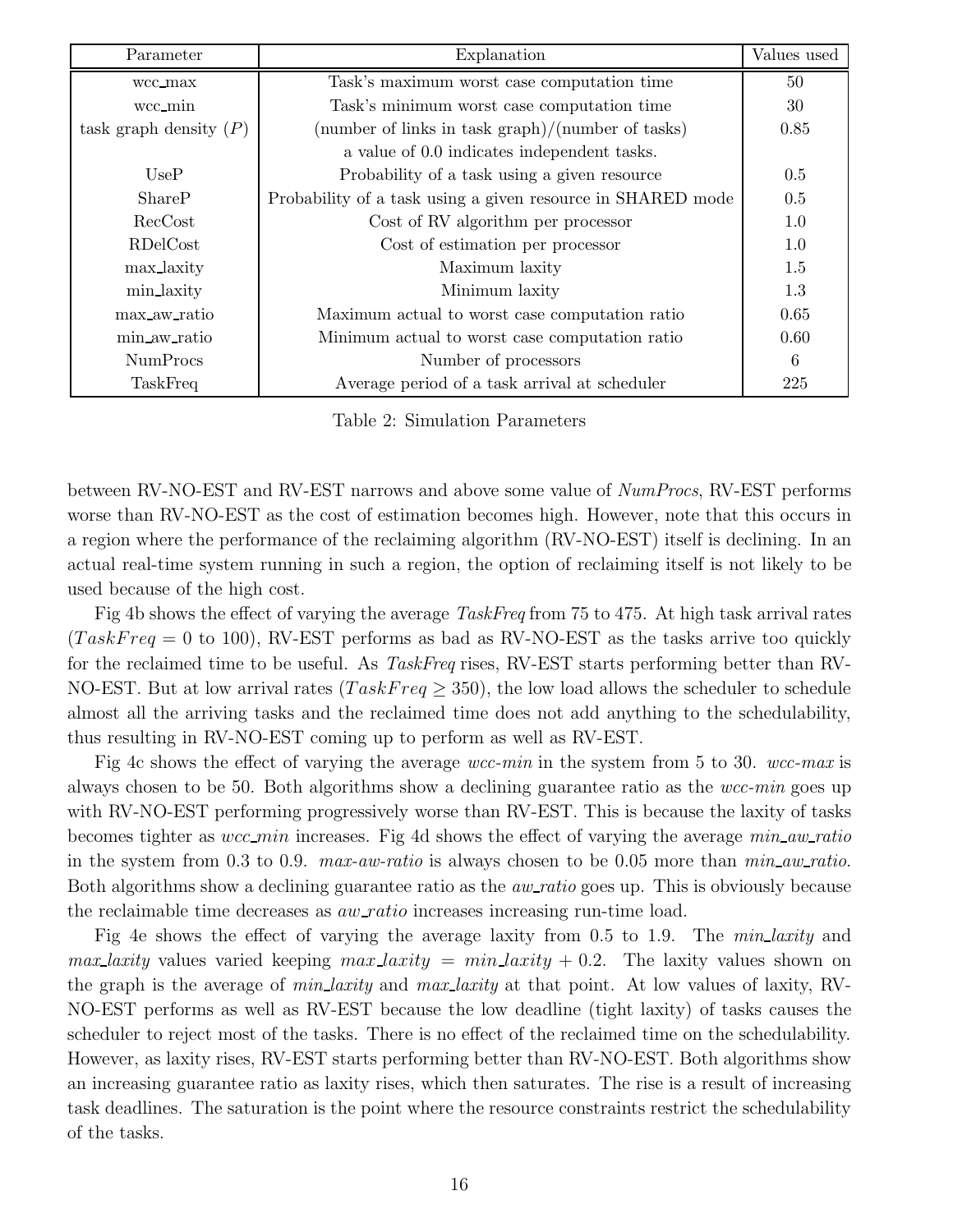| Parameter | Explanation | Values used |
|---|---|---|
| wcc_max | Task's maximum worst case computation time | 50 |
| wcc_min | Task's minimum worst case computation time | 30 |
| task graph density ($P$) | (number of links in task graph)/(number of tasks) | 0.85 |
| | a value of 0.0 indicates independent tasks. | |
| UseP | Probability of a task using a given resource | 0.5 |
| ShareP | Probability of a task using a given resource in SHARED mode | 0.5 |
| RecCost | Cost of RV algorithm per processor | 1.0 |
| RDelCost | Cost of estimation per processor | 1.0 |
| max_laxity | Maximum laxity | 1.5 |
| min_laxity | Minimum laxity | 1.3 |
| max_aw_ratio | Maximum actual to worst case computation ratio | 0.65 |
| min_aw_ratio | Minimum actual to worst case computation ratio | 0.60 |
| NumProcs | Number of processors | 6 |
| TaskFreq | Average period of a task arrival at scheduler | 225 |

Table 2: Simulation Parameters

between RV-NO-EST and RV-EST narrows and above some value of *NumProcs*, RV-EST performs worse than RV-NO-EST as the cost of estimation becomes high. However, note that this occurs in a region where the performance of the reclaiming algorithm (RV-NO-EST) itself is declining. In an actual real-time system running in such a region, the option of reclaiming itself is not likely to be used because of the high cost.

Fig 4b shows the effect of varying the average *TaskFreq* from 75 to 475. At high task arrival rates ($TaskFreq = 0$ to 100), RV-EST performs as bad as RV-NO-EST as the tasks arrive too quickly for the reclaimed time to be useful. As *TaskFreq* rises, RV-EST starts performing better than RV-NO-EST. But at low arrival rates ($TaskFreq \geq 350$), the low load allows the scheduler to schedule almost all the arriving tasks and the reclaimed time does not add anything to the schedulability, thus resulting in RV-NO-EST coming up to perform as well as RV-EST.

Fig 4c shows the effect of varying the average *wcc-min* in the system from 5 to 30. *wcc-max* is always chosen to be 50. Both algorithms show a declining guarantee ratio as the *wcc-min* goes up with RV-NO-EST performing progressively worse than RV-EST. This is because the laxity of tasks becomes tighter as *wcc_min* increases. Fig 4d shows the effect of varying the average *min_aw_ratio* in the system from 0.3 to 0.9. *max-aw-ratio* is always chosen to be 0.05 more than *min_aw_ratio*. Both algorithms show a declining guarantee ratio as the *aw_ratio* goes up. This is obviously because the reclaimable time decreases as *aw_ratio* increases increasing run-time load.

Fig 4e shows the effect of varying the average laxity from 0.5 to 1.9. The *min_laxity* and *max_laxity* values varied keeping $max\_laxity = min\_laxity + 0.2$. The laxity values shown on the graph is the average of *min_laxity* and *max_laxity* at that point. At low values of laxity, RV-NO-EST performs as well as RV-EST because the low deadline (tight laxity) of tasks causes the scheduler to reject most of the tasks. There is no effect of the reclaimed time on the schedulability. However, as laxity rises, RV-EST starts performing better than RV-NO-EST. Both algorithms show an increasing guarantee ratio as laxity rises, which then saturates. The rise is a result of increasing task deadlines. The saturation is the point where the resource constraints restrict the schedulability of the tasks.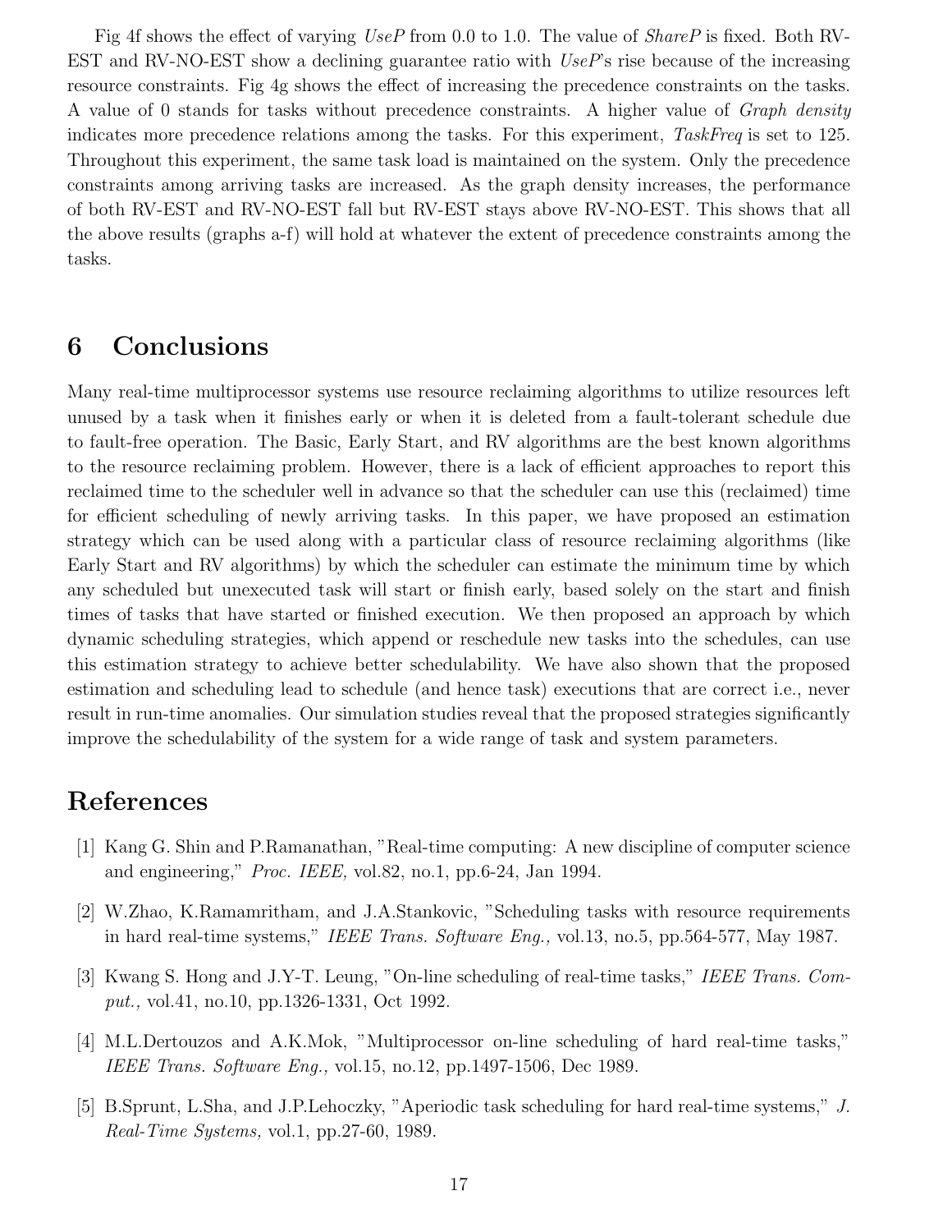Fig 4f shows the effect of varying *UseP* from 0.0 to 1.0. The value of *ShareP* is fixed. Both RV-EST and RV-NO-EST show a declining guarantee ratio with *UseP*'s rise because of the increasing resource constraints. Fig 4g shows the effect of increasing the precedence constraints on the tasks. A value of 0 stands for tasks without precedence constraints. A higher value of *Graph density* indicates more precedence relations among the tasks. For this experiment, *TaskFreq* is set to 125. Throughout this experiment, the same task load is maintained on the system. Only the precedence constraints among arriving tasks are increased. As the graph density increases, the performance of both RV-EST and RV-NO-EST fall but RV-EST stays above RV-NO-EST. This shows that all the above results (graphs a-f) will hold at whatever the extent of precedence constraints among the tasks.

## 6 Conclusions

Many real-time multiprocessor systems use resource reclaiming algorithms to utilize resources left unused by a task when it finishes early or when it is deleted from a fault-tolerant schedule due to fault-free operation. The Basic, Early Start, and RV algorithms are the best known algorithms to the resource reclaiming problem. However, there is a lack of efficient approaches to report this reclaimed time to the scheduler well in advance so that the scheduler can use this (reclaimed) time for efficient scheduling of newly arriving tasks. In this paper, we have proposed an estimation strategy which can be used along with a particular class of resource reclaiming algorithms (like Early Start and RV algorithms) by which the scheduler can estimate the minimum time by which any scheduled but unexecuted task will start or finish early, based solely on the start and finish times of tasks that have started or finished execution. We then proposed an approach by which dynamic scheduling strategies, which append or reschedule new tasks into the schedules, can use this estimation strategy to achieve better schedulability. We have also shown that the proposed estimation and scheduling lead to schedule (and hence task) executions that are correct i.e., never result in run-time anomalies. Our simulation studies reveal that the proposed strategies significantly improve the schedulability of the system for a wide range of task and system parameters.

## References

[1] Kang G. Shin and P.Ramanathan, "Real-time computing: A new discipline of computer science and engineering," *Proc. IEEE,* vol.82, no.1, pp.6-24, Jan 1994.

[2] W.Zhao, K.Ramamritham, and J.A.Stankovic, "Scheduling tasks with resource requirements in hard real-time systems," *IEEE Trans. Software Eng.,* vol.13, no.5, pp.564-577, May 1987.

[3] Kwang S. Hong and J.Y-T. Leung, "On-line scheduling of real-time tasks," *IEEE Trans. Comput.,* vol.41, no.10, pp.1326-1331, Oct 1992.

[4] M.L.Dertouzos and A.K.Mok, "Multiprocessor on-line scheduling of hard real-time tasks," *IEEE Trans. Software Eng.,* vol.15, no.12, pp.1497-1506, Dec 1989.

[5] B.Sprunt, L.Sha, and J.P.Lehoczky, "Aperiodic task scheduling for hard real-time systems," *J. Real-Time Systems,* vol.1, pp.27-60, 1989.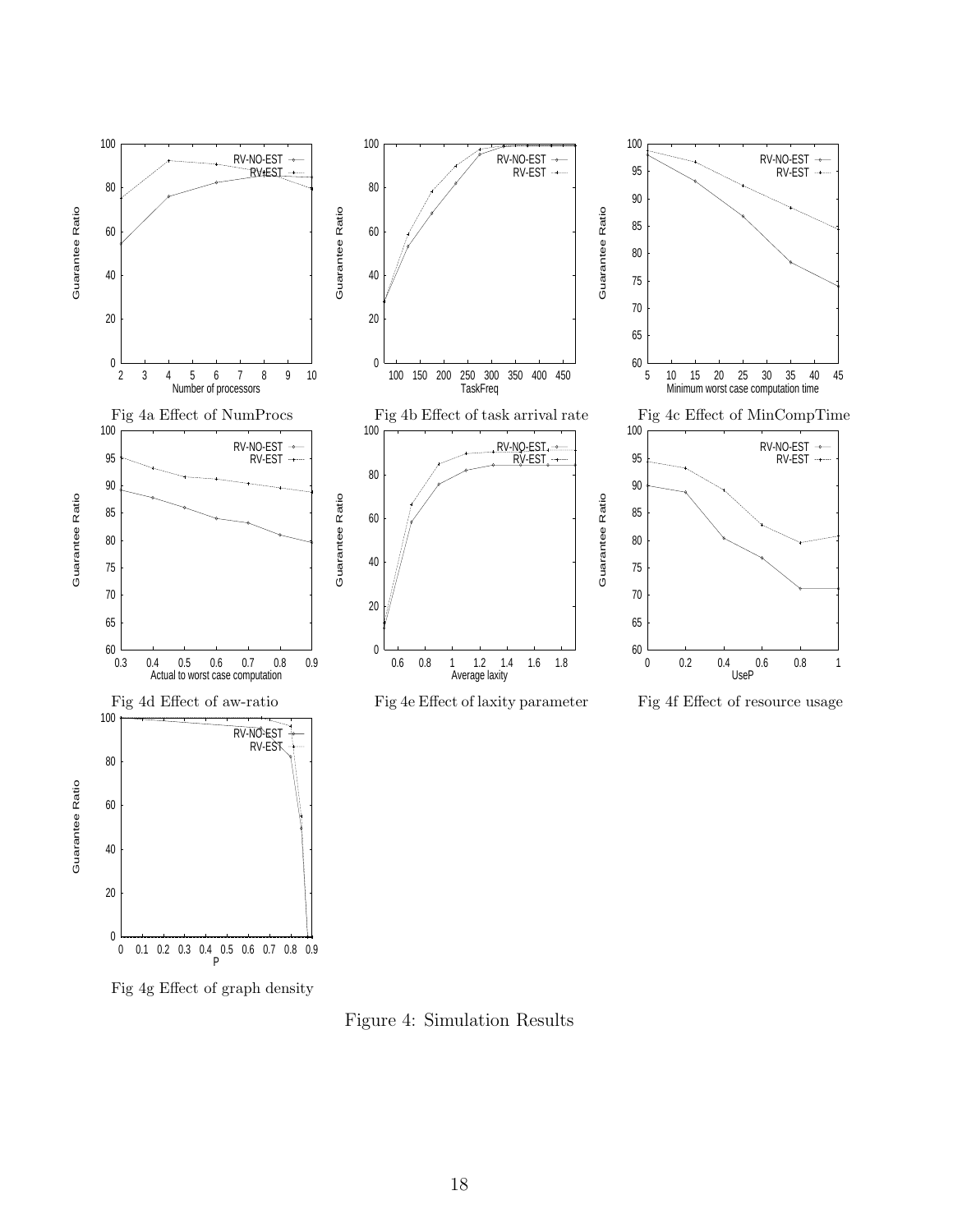Fig 4a Effect of NumProcs

Fig 4b Effect of task arrival rate

Fig 4c Effect of MinCompTime

Fig 4d Effect of aw-ratio

Fig 4e Effect of laxity parameter

Fig 4f Effect of resource usage

Fig 4g Effect of graph density

Figure 4: Simulation Results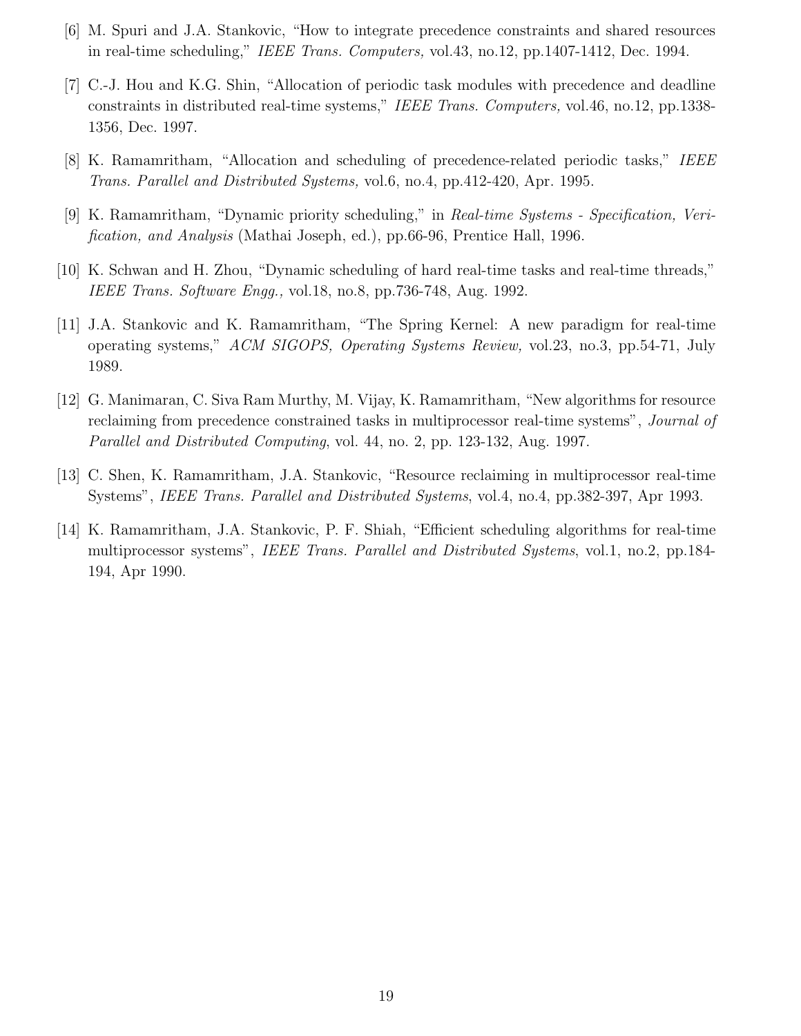[6] M. Spuri and J.A. Stankovic, "How to integrate precedence constraints and shared resources in real-time scheduling," *IEEE Trans. Computers,* vol.43, no.12, pp.1407-1412, Dec. 1994.

[7] C.-J. Hou and K.G. Shin, "Allocation of periodic task modules with precedence and deadline constraints in distributed real-time systems," *IEEE Trans. Computers,* vol.46, no.12, pp.1338-1356, Dec. 1997.

[8] K. Ramamritham, "Allocation and scheduling of precedence-related periodic tasks," *IEEE Trans. Parallel and Distributed Systems,* vol.6, no.4, pp.412-420, Apr. 1995.

[9] K. Ramamritham, "Dynamic priority scheduling," in *Real-time Systems - Specification, Verification, and Analysis* (Mathai Joseph, ed.), pp.66-96, Prentice Hall, 1996.

[10] K. Schwan and H. Zhou, "Dynamic scheduling of hard real-time tasks and real-time threads," *IEEE Trans. Software Engg.,* vol.18, no.8, pp.736-748, Aug. 1992.

[11] J.A. Stankovic and K. Ramamritham, "The Spring Kernel: A new paradigm for real-time operating systems," *ACM SIGOPS, Operating Systems Review,* vol.23, no.3, pp.54-71, July 1989.

[12] G. Manimaran, C. Siva Ram Murthy, M. Vijay, K. Ramamritham, "New algorithms for resource reclaiming from precedence constrained tasks in multiprocessor real-time systems", *Journal of Parallel and Distributed Computing*, vol. 44, no. 2, pp. 123-132, Aug. 1997.

[13] C. Shen, K. Ramamritham, J.A. Stankovic, "Resource reclaiming in multiprocessor real-time Systems", *IEEE Trans. Parallel and Distributed Systems*, vol.4, no.4, pp.382-397, Apr 1993.

[14] K. Ramamritham, J.A. Stankovic, P. F. Shiah, "Efficient scheduling algorithms for real-time multiprocessor systems", *IEEE Trans. Parallel and Distributed Systems*, vol.1, no.2, pp.184-194, Apr 1990.